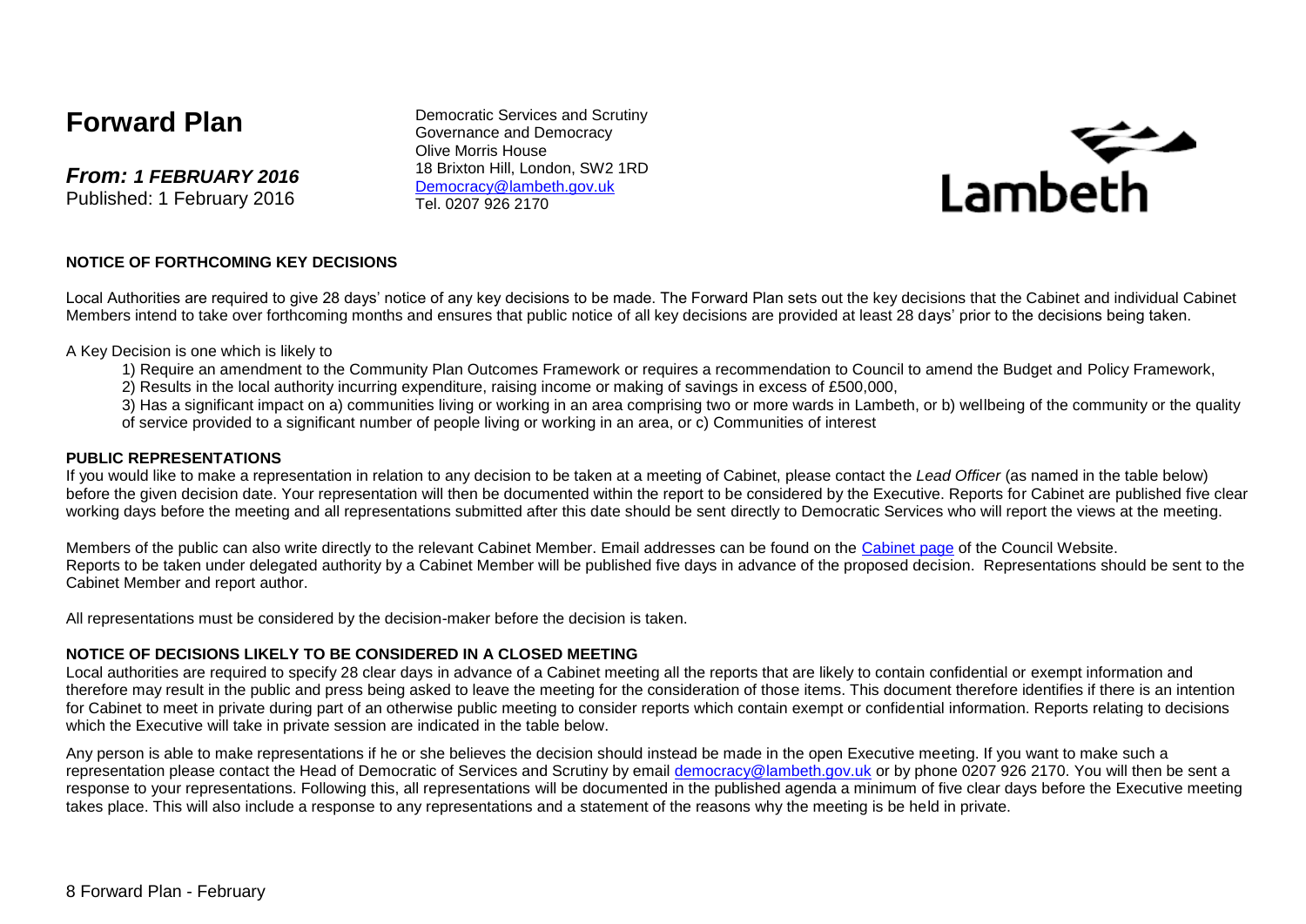# Forward Plan

***From: 1 FEBRUARY 2016***
Published: 1 February 2016

Democratic Services and Scrutiny
Governance and Democracy
Olive Morris House
18 Brixton Hill, London, SW2 1RD
Democracy@lambeth.gov.uk
Tel. 0207 926 2170

Lambeth

**NOTICE OF FORTHCOMING KEY DECISIONS**

Local Authorities are required to give 28 days' notice of any key decisions to be made. The Forward Plan sets out the key decisions that the Cabinet and individual Cabinet Members intend to take over forthcoming months and ensures that public notice of all key decisions are provided at least 28 days' prior to the decisions being taken.

A Key Decision is one which is likely to

1) Require an amendment to the Community Plan Outcomes Framework or requires a recommendation to Council to amend the Budget and Policy Framework,
2) Results in the local authority incurring expenditure, raising income or making of savings in excess of £500,000,
3) Has a significant impact on a) communities living or working in an area comprising two or more wards in Lambeth, or b) wellbeing of the community or the quality of service provided to a significant number of people living or working in an area, or c) Communities of interest

**PUBLIC REPRESENTATIONS**

If you would like to make a representation in relation to any decision to be taken at a meeting of Cabinet, please contact the *Lead Officer* (as named in the table below) before the given decision date. Your representation will then be documented within the report to be considered by the Executive. Reports for Cabinet are published five clear working days before the meeting and all representations submitted after this date should be sent directly to Democratic Services who will report the views at the meeting.

Members of the public can also write directly to the relevant Cabinet Member. Email addresses can be found on the Cabinet page of the Council Website.
Reports to be taken under delegated authority by a Cabinet Member will be published five days in advance of the proposed decision. Representations should be sent to the Cabinet Member and report author.

All representations must be considered by the decision-maker before the decision is taken.

**NOTICE OF DECISIONS LIKELY TO BE CONSIDERED IN A CLOSED MEETING**

Local authorities are required to specify 28 clear days in advance of a Cabinet meeting all the reports that are likely to contain confidential or exempt information and therefore may result in the public and press being asked to leave the meeting for the consideration of those items. This document therefore identifies if there is an intention for Cabinet to meet in private during part of an otherwise public meeting to consider reports which contain exempt or confidential information. Reports relating to decisions which the Executive will take in private session are indicated in the table below.

Any person is able to make representations if he or she believes the decision should instead be made in the open Executive meeting. If you want to make such a representation please contact the Head of Democratic of Services and Scrutiny by email democracy@lambeth.gov.uk or by phone 0207 926 2170. You will then be sent a response to your representations. Following this, all representations will be documented in the published agenda a minimum of five clear days before the Executive meeting takes place. This will also include a response to any representations and a statement of the reasons why the meeting is be held in private.

8 Forward Plan - February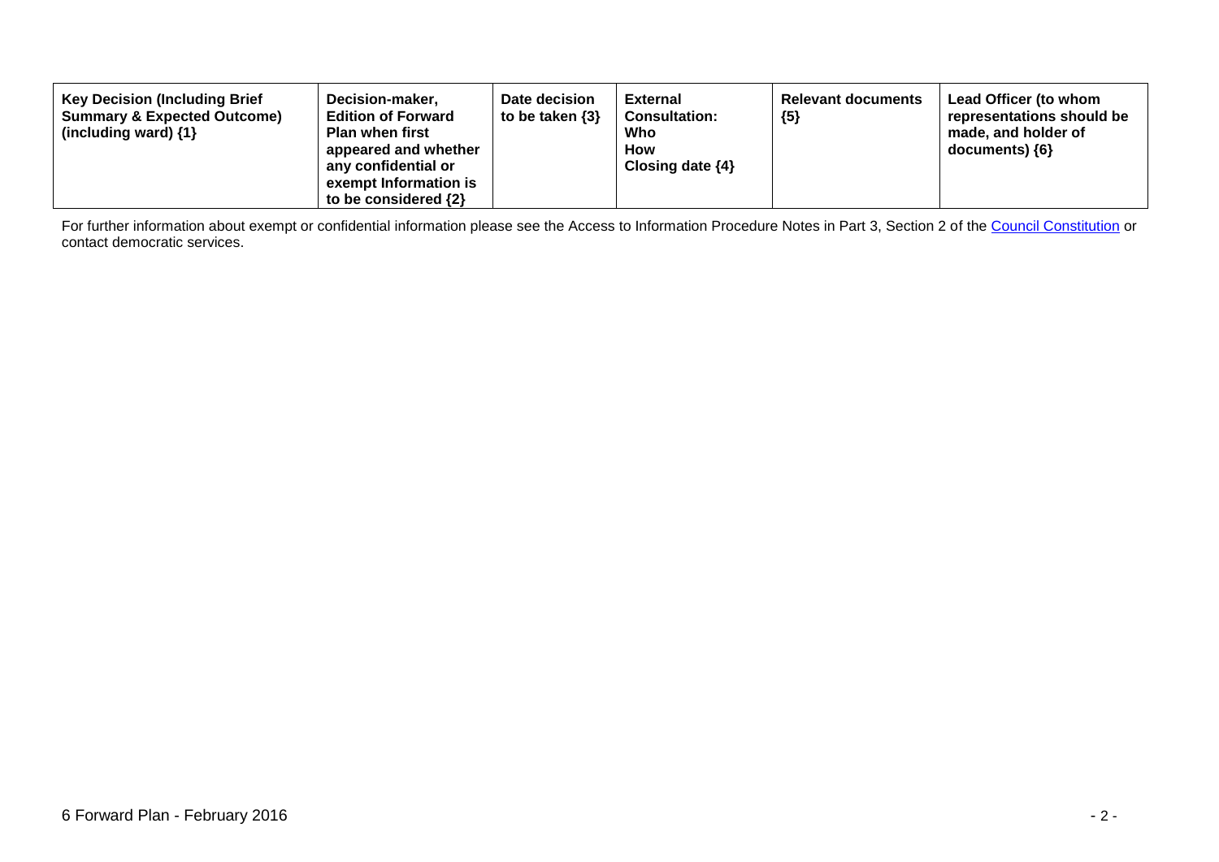| Key Decision (Including Brief Summary & Expected Outcome) (including ward) {1} | Decision-maker, Edition of Forward Plan when first appeared and whether any confidential or exempt Information is to be considered {2} | Date decision to be taken {3} | External Consultation: Who How Closing date {4} | Relevant documents {5} | Lead Officer (to whom representations should be made, and holder of documents) {6} |
|---|---|---|---|---|---|

For further information about exempt or confidential information please see the Access to Information Procedure Notes in Part 3, Section 2 of the Council Constitution or contact democratic services.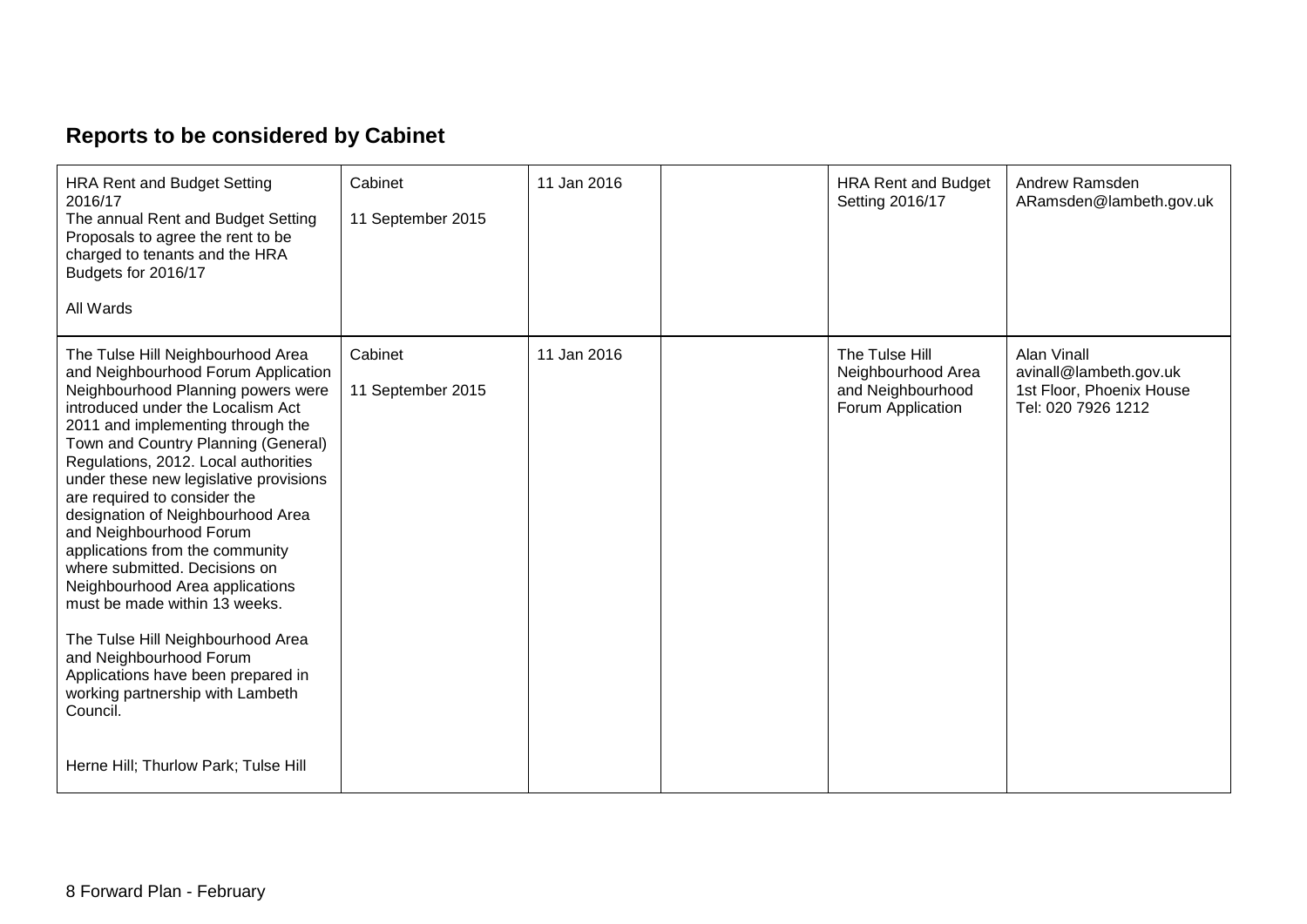## Reports to be considered by Cabinet

| | | | | | |
|---|---|---|---|---|---|
| HRA Rent and Budget Setting 2016/17<br>The annual Rent and Budget Setting Proposals to agree the rent to be charged to tenants and the HRA Budgets for 2016/17<br><br>All Wards | Cabinet<br><br>11 September 2015 | 11 Jan 2016 | | HRA Rent and Budget Setting 2016/17 | Andrew Ramsden<br>ARamsden@lambeth.gov.uk |
| The Tulse Hill Neighbourhood Area and Neighbourhood Forum Application<br>Neighbourhood Planning powers were introduced under the Localism Act 2011 and implementing through the Town and Country Planning (General) Regulations, 2012. Local authorities under these new legislative provisions are required to consider the designation of Neighbourhood Area and Neighbourhood Forum applications from the community where submitted. Decisions on Neighbourhood Area applications must be made within 13 weeks.<br><br>The Tulse Hill Neighbourhood Area and Neighbourhood Forum Applications have been prepared in working partnership with Lambeth Council.<br><br>Herne Hill; Thurlow Park; Tulse Hill | Cabinet<br><br>11 September 2015 | 11 Jan 2016 | | The Tulse Hill Neighbourhood Area and Neighbourhood Forum Application | Alan Vinall<br>avinall@lambeth.gov.uk<br>1st Floor, Phoenix House<br>Tel: 020 7926 1212 |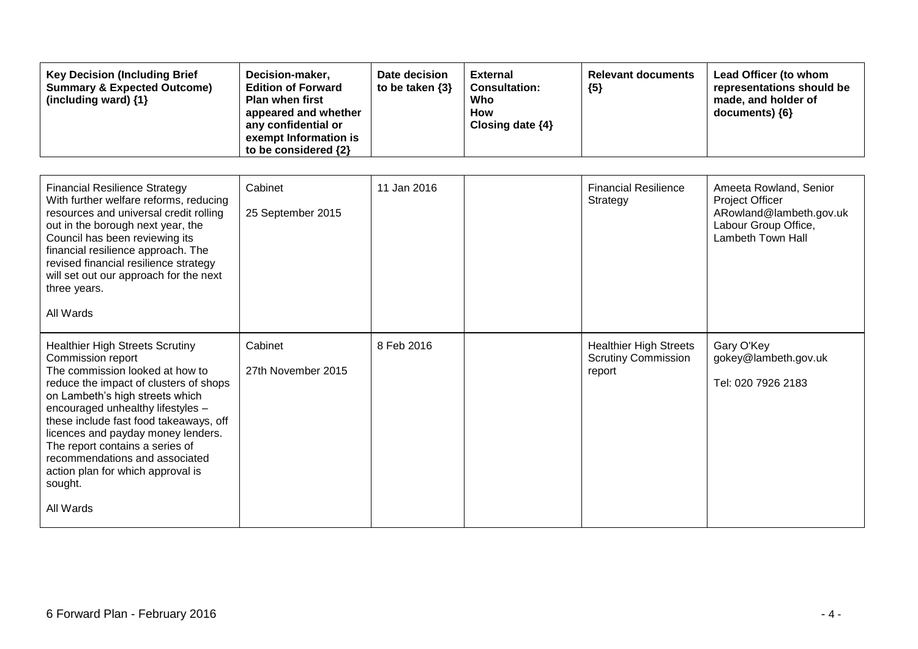| Key Decision (Including Brief Summary & Expected Outcome) (including ward) {1} | Decision-maker, Edition of Forward Plan when first appeared and whether any confidential or exempt Information is to be considered {2} | Date decision to be taken {3} | External Consultation: Who How Closing date {4} | Relevant documents {5} | Lead Officer (to whom representations should be made, and holder of documents) {6} |
|---|---|---|---|---|---|
| Financial Resilience Strategy<br>With further welfare reforms, reducing resources and universal credit rolling out in the borough next year, the Council has been reviewing its financial resilience approach. The revised financial resilience strategy will set out our approach for the next three years.<br><br>All Wards | Cabinet<br><br>25 September 2015 | 11 Jan 2016 | | Financial Resilience Strategy | Ameeta Rowland, Senior Project Officer<br>ARowland@lambeth.gov.uk<br>Labour Group Office, Lambeth Town Hall |
| Healthier High Streets Scrutiny Commission report<br>The commission looked at how to reduce the impact of clusters of shops on Lambeth's high streets which encouraged unhealthy lifestyles – these include fast food takeaways, off licences and payday money lenders. The report contains a series of recommendations and associated action plan for which approval is sought.<br><br>All Wards | Cabinet<br><br>27th November 2015 | 8 Feb 2016 | | Healthier High Streets Scrutiny Commission report | Gary O'Key<br>gokey@lambeth.gov.uk<br><br>Tel: 020 7926 2183 |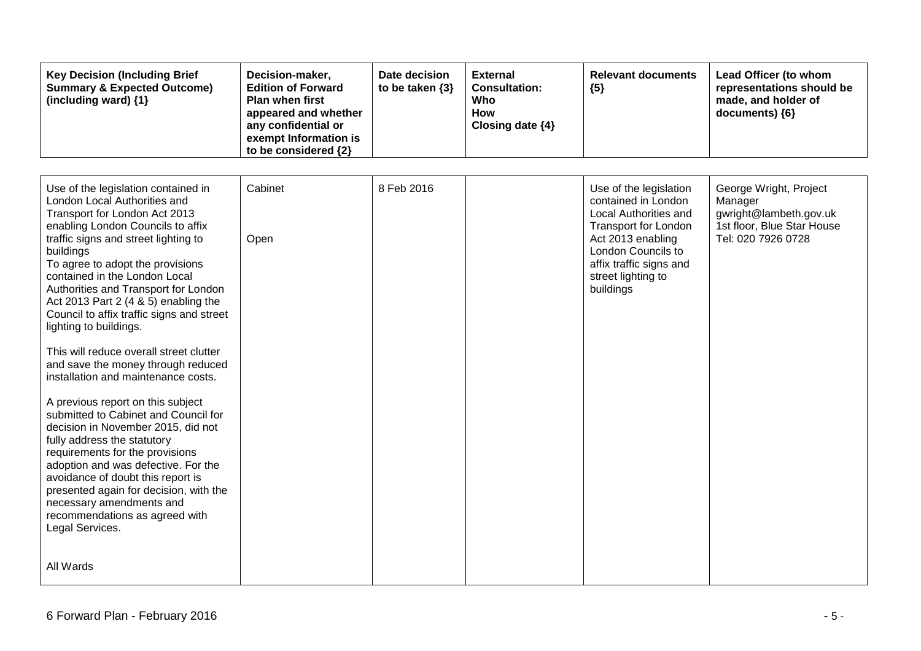| Key Decision (Including Brief Summary & Expected Outcome) (including ward) {1} | Decision-maker, Edition of Forward Plan when first appeared and whether any confidential or exempt Information is to be considered {2} | Date decision to be taken {3} | External Consultation: Who How Closing date {4} | Relevant documents {5} | Lead Officer (to whom representations should be made, and holder of documents) {6} |
|---|---|---|---|---|---|
| Use of the legislation contained in London Local Authorities and Transport for London Act 2013 enabling London Councils to affix traffic signs and street lighting to buildings<br>To agree to adopt the provisions contained in the London Local Authorities and Transport for London Act 2013 Part 2 (4 & 5) enabling the Council to affix traffic signs and street lighting to buildings.<br><br>This will reduce overall street clutter and save the money through reduced installation and maintenance costs.<br><br>A previous report on this subject submitted to Cabinet and Council for decision in November 2015, did not fully address the statutory requirements for the provisions adoption and was defective. For the avoidance of doubt this report is presented again for decision, with the necessary amendments and recommendations as agreed with Legal Services.<br><br>All Wards | Cabinet<br><br>Open | 8 Feb 2016 | | Use of the legislation contained in London Local Authorities and Transport for London Act 2013 enabling London Councils to affix traffic signs and street lighting to buildings | George Wright, Project Manager<br>gwright@lambeth.gov.uk<br>1st floor, Blue Star House<br>Tel: 020 7926 0728 |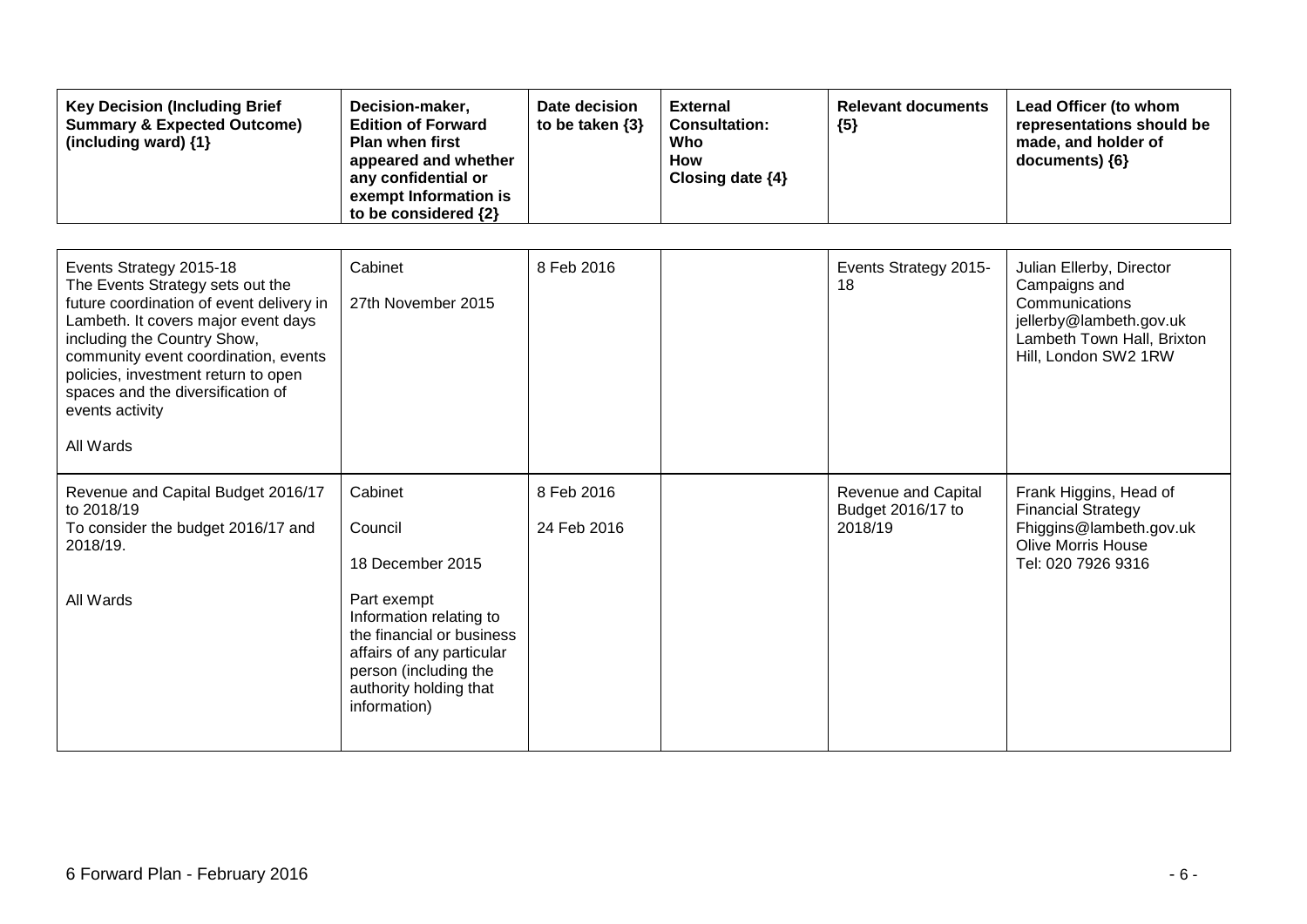| Key Decision (Including Brief Summary & Expected Outcome) (including ward) {1} | Decision-maker, Edition of Forward Plan when first appeared and whether any confidential or exempt Information is to be considered {2} | Date decision to be taken {3} | External Consultation: Who How Closing date {4} | Relevant documents {5} | Lead Officer (to whom representations should be made, and holder of documents) {6} |
|---|---|---|---|---|---|
| Events Strategy 2015-18<br>The Events Strategy sets out the future coordination of event delivery in Lambeth. It covers major event days including the Country Show, community event coordination, events policies, investment return to open spaces and the diversification of events activity<br><br>All Wards | Cabinet<br><br>27th November 2015 | 8 Feb 2016 | | Events Strategy 2015-18 | Julian Ellerby, Director Campaigns and Communications<br>jellerby@lambeth.gov.uk<br>Lambeth Town Hall, Brixton Hill, London SW2 1RW |
| Revenue and Capital Budget 2016/17 to 2018/19<br>To consider the budget 2016/17 and 2018/19.<br><br>All Wards | Cabinet<br><br>Council<br><br>18 December 2015<br><br>Part exempt<br>Information relating to the financial or business affairs of any particular person (including the authority holding that information) | 8 Feb 2016<br><br>24 Feb 2016 | | Revenue and Capital Budget 2016/17 to 2018/19 | Frank Higgins, Head of Financial Strategy<br>Fhiggins@lambeth.gov.uk<br>Olive Morris House<br>Tel: 020 7926 9316 |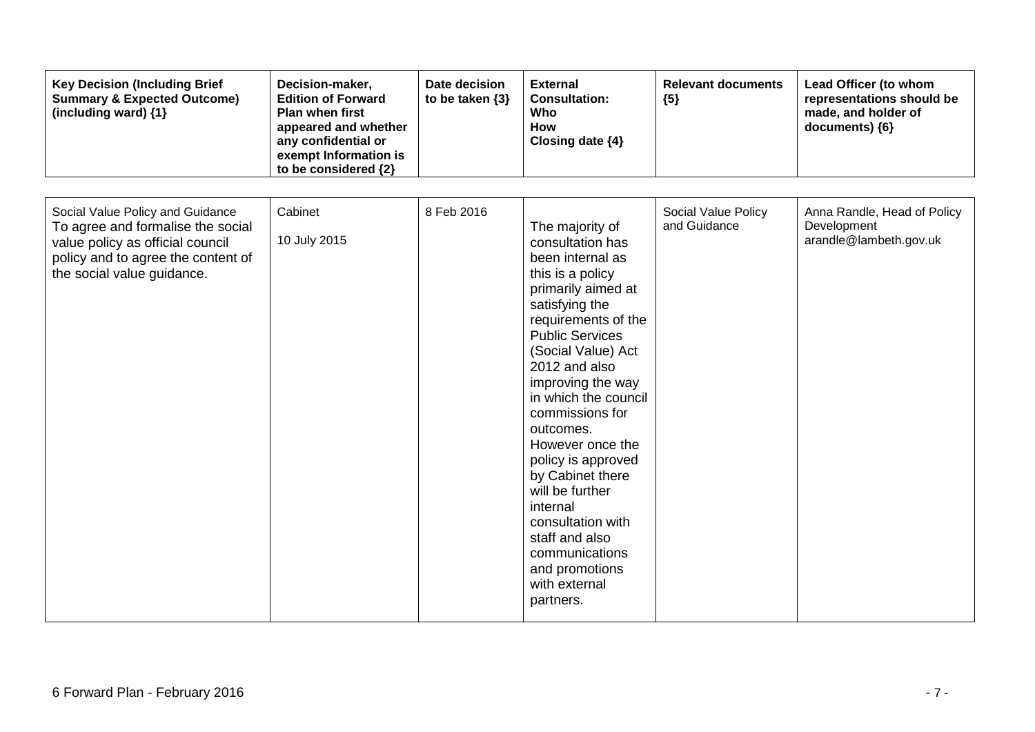| Key Decision (Including Brief Summary & Expected Outcome) (including ward) {1} | Decision-maker, Edition of Forward Plan when first appeared and whether any confidential or exempt Information is to be considered {2} | Date decision to be taken {3} | External Consultation: Who How Closing date {4} | Relevant documents {5} | Lead Officer (to whom representations should be made, and holder of documents) {6} |
|---|---|---|---|---|---|
| Social Value Policy and Guidance<br>To agree and formalise the social value policy as official council policy and to agree the content of the social value guidance. | Cabinet<br><br>10 July 2015 | 8 Feb 2016 | The majority of consultation has been internal as this is a policy primarily aimed at satisfying the requirements of the Public Services (Social Value) Act 2012 and also improving the way in which the council commissions for outcomes. However once the policy is approved by Cabinet there will be further internal consultation with staff and also communications and promotions with external partners. | Social Value Policy and Guidance | Anna Randle, Head of Policy Development<br>arandle@lambeth.gov.uk |

6 Forward Plan - February 2016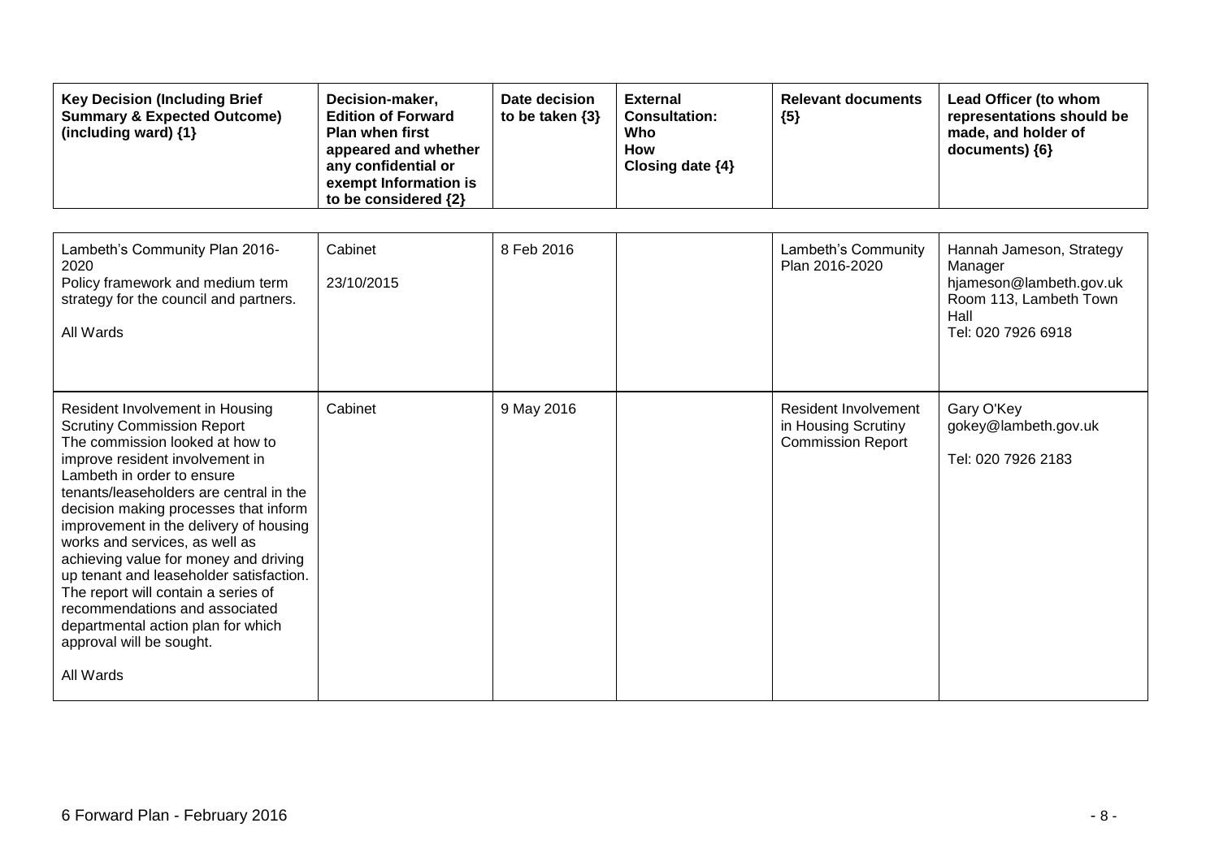| Key Decision (Including Brief Summary & Expected Outcome) (including ward) {1} | Decision-maker, Edition of Forward Plan when first appeared and whether any confidential or exempt Information is to be considered {2} | Date decision to be taken {3} | External Consultation: Who How Closing date {4} | Relevant documents {5} | Lead Officer (to whom representations should be made, and holder of documents) {6} |
|---|---|---|---|---|---|
| Lambeth's Community Plan 2016-2020<br>Policy framework and medium term strategy for the council and partners.<br><br>All Wards | Cabinet<br><br>23/10/2015 | 8 Feb 2016 | | Lambeth's Community Plan 2016-2020 | Hannah Jameson, Strategy Manager<br>hjameson@lambeth.gov.uk<br>Room 113, Lambeth Town Hall<br>Tel: 020 7926 6918 |
| Resident Involvement in Housing Scrutiny Commission Report<br>The commission looked at how to improve resident involvement in Lambeth in order to ensure tenants/leaseholders are central in the decision making processes that inform improvement in the delivery of housing works and services, as well as achieving value for money and driving up tenant and leaseholder satisfaction. The report will contain a series of recommendations and associated departmental action plan for which approval will be sought.<br><br>All Wards | Cabinet | 9 May 2016 | | Resident Involvement in Housing Scrutiny Commission Report | Gary O'Key<br>gokey@lambeth.gov.uk<br><br>Tel: 020 7926 2183 |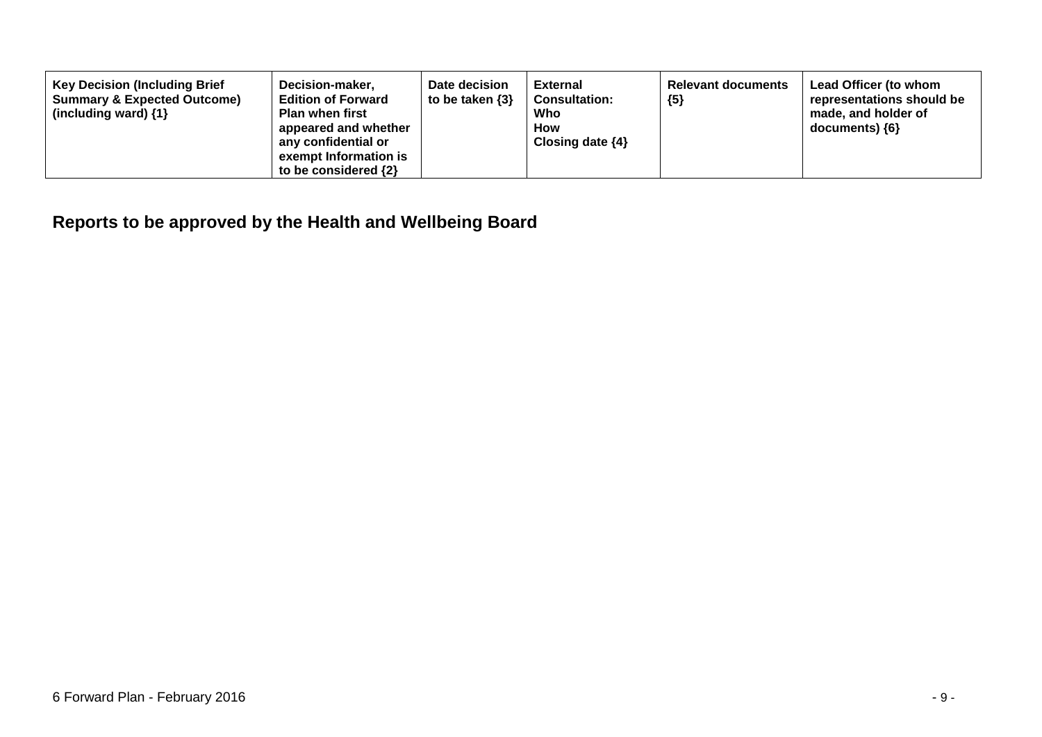| Key Decision (Including Brief Summary & Expected Outcome) (including ward) {1} | Decision-maker, Edition of Forward Plan when first appeared and whether any confidential or exempt Information is to be considered {2} | Date decision to be taken {3} | External Consultation: Who How Closing date {4} | Relevant documents {5} | Lead Officer (to whom representations should be made, and holder of documents) {6} |
|---|---|---|---|---|---|

## Reports to be approved by the Health and Wellbeing Board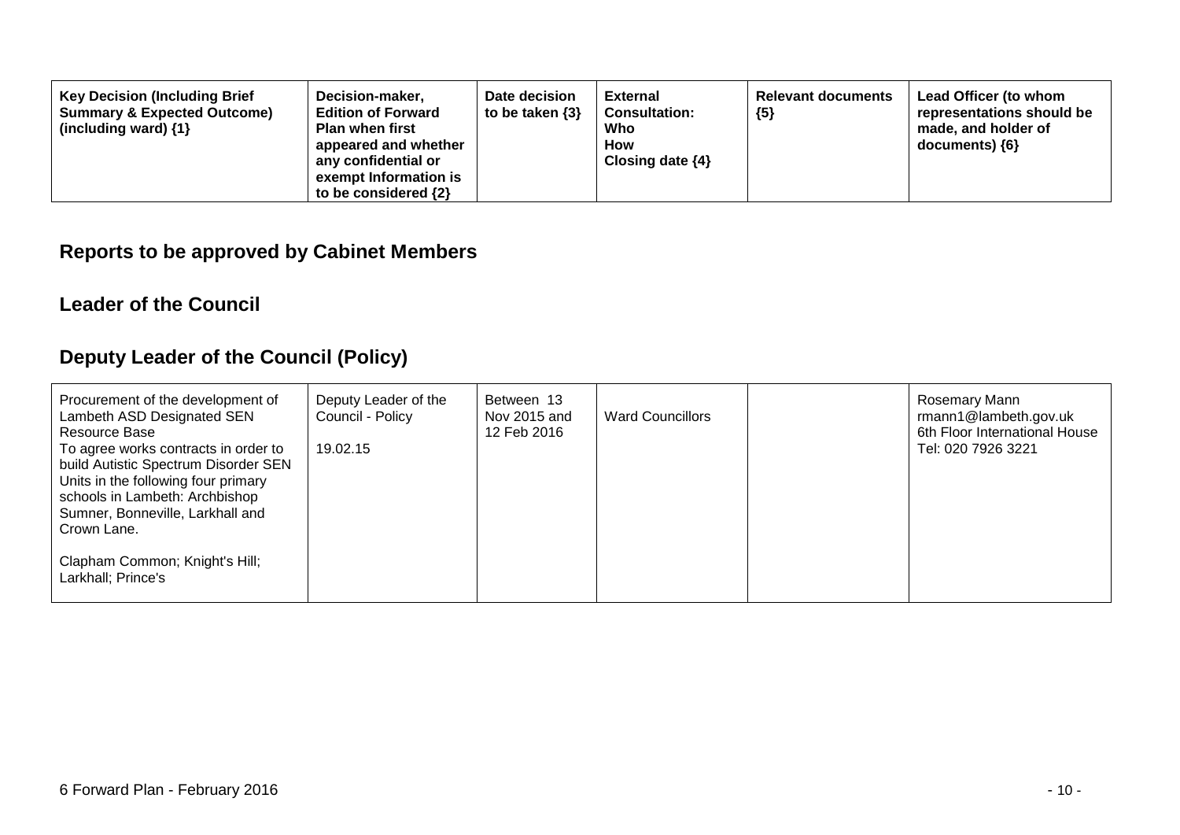| Key Decision (Including Brief Summary & Expected Outcome) (including ward) {1} | Decision-maker, Edition of Forward Plan when first appeared and whether any confidential or exempt Information is to be considered {2} | Date decision to be taken {3} | External Consultation: Who How Closing date {4} | Relevant documents {5} | Lead Officer (to whom representations should be made, and holder of documents) {6} |
|---|---|---|---|---|---|

## Reports to be approved by Cabinet Members

### Leader of the Council

### Deputy Leader of the Council (Policy)

| | | | | | |
|---|---|---|---|---|---|
| Procurement of the development of Lambeth ASD Designated SEN Resource Base<br>To agree works contracts in order to build Autistic Spectrum Disorder SEN Units in the following four primary schools in Lambeth: Archbishop Sumner, Bonneville, Larkhall and Crown Lane.<br><br>Clapham Common; Knight's Hill; Larkhall; Prince's | Deputy Leader of the Council - Policy<br><br>19.02.15 | Between 13 Nov 2015 and 12 Feb 2016 | Ward Councillors | | Rosemary Mann<br>rmann1@lambeth.gov.uk<br>6th Floor International House<br>Tel: 020 7926 3221 |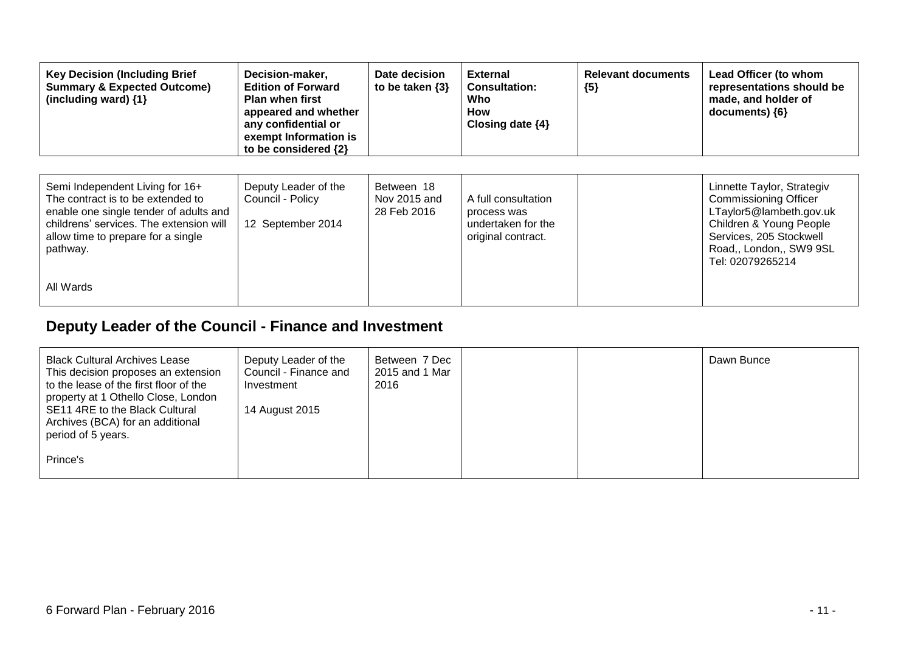| Key Decision (Including Brief Summary & Expected Outcome) (including ward) {1} | Decision-maker, Edition of Forward Plan when first appeared and whether any confidential or exempt Information is to be considered {2} | Date decision to be taken {3} | External Consultation: Who How Closing date {4} | Relevant documents {5} | Lead Officer (to whom representations should be made, and holder of documents) {6} |
|---|---|---|---|---|---|
| Semi Independent Living for 16+<br>The contract is to be extended to enable one single tender of adults and childrens' services. The extension will allow time to prepare for a single pathway.<br><br>All Wards | Deputy Leader of the Council - Policy<br><br>12 September 2014 | Between 18 Nov 2015 and 28 Feb 2016 | A full consultation process was undertaken for the original contract. | | Linnette Taylor, Strategiv Commissioning Officer LTaylor5@lambeth.gov.uk Children & Young People Services, 205 Stockwell Road,, London,, SW9 9SL Tel: 02079265214 |

## Deputy Leader of the Council - Finance and Investment

| Key Decision (Including Brief Summary & Expected Outcome) (including ward) {1} | Decision-maker, Edition of Forward Plan when first appeared and whether any confidential or exempt Information is to be considered {2} | Date decision to be taken {3} | External Consultation: Who How Closing date {4} | Relevant documents {5} | Lead Officer (to whom representations should be made, and holder of documents) {6} |
|---|---|---|---|---|---|
| Black Cultural Archives Lease<br>This decision proposes an extension to the lease of the first floor of the property at 1 Othello Close, London SE11 4RE to the Black Cultural Archives (BCA) for an additional period of 5 years.<br><br>Prince's | Deputy Leader of the Council - Finance and Investment<br><br>14 August 2015 | Between 7 Dec 2015 and 1 Mar 2016 | | | Dawn Bunce |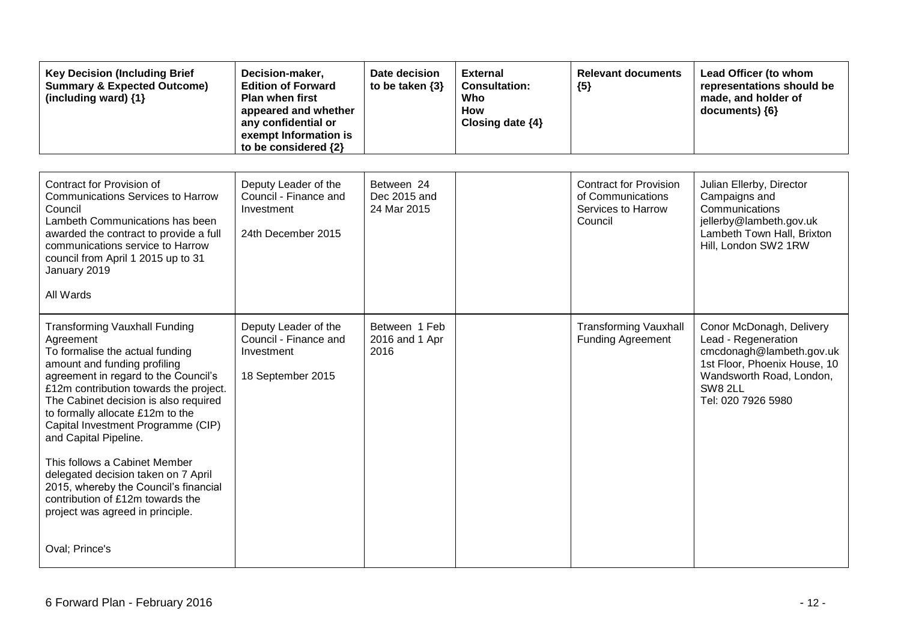| Key Decision (Including Brief Summary & Expected Outcome) (including ward) {1} | Decision-maker, Edition of Forward Plan when first appeared and whether any confidential or exempt Information is to be considered {2} | Date decision to be taken {3} | External Consultation: Who How Closing date {4} | Relevant documents {5} | Lead Officer (to whom representations should be made, and holder of documents) {6} |
|---|---|---|---|---|---|
| Contract for Provision of Communications Services to Harrow Council<br>Lambeth Communications has been awarded the contract to provide a full communications service to Harrow council from April 1 2015 up to 31 January 2019<br><br>All Wards | Deputy Leader of the Council - Finance and Investment<br><br>24th December 2015 | Between 24 Dec 2015 and 24 Mar 2015 | | Contract for Provision of Communications Services to Harrow Council | Julian Ellerby, Director Campaigns and Communications<br>jellerby@lambeth.gov.uk<br>Lambeth Town Hall, Brixton Hill, London SW2 1RW |
| Transforming Vauxhall Funding Agreement<br>To formalise the actual funding amount and funding profiling agreement in regard to the Council's £12m contribution towards the project. The Cabinet decision is also required to formally allocate £12m to the Capital Investment Programme (CIP) and Capital Pipeline.<br><br>This follows a Cabinet Member delegated decision taken on 7 April 2015, whereby the Council's financial contribution of £12m towards the project was agreed in principle.<br><br>Oval; Prince's | Deputy Leader of the Council - Finance and Investment<br><br>18 September 2015 | Between 1 Feb 2016 and 1 Apr 2016 | | Transforming Vauxhall Funding Agreement | Conor McDonagh, Delivery Lead - Regeneration<br>cmcdonagh@lambeth.gov.uk<br>1st Floor, Phoenix House, 10 Wandsworth Road, London, SW8 2LL<br>Tel: 020 7926 5980 |

6 Forward Plan - February 2016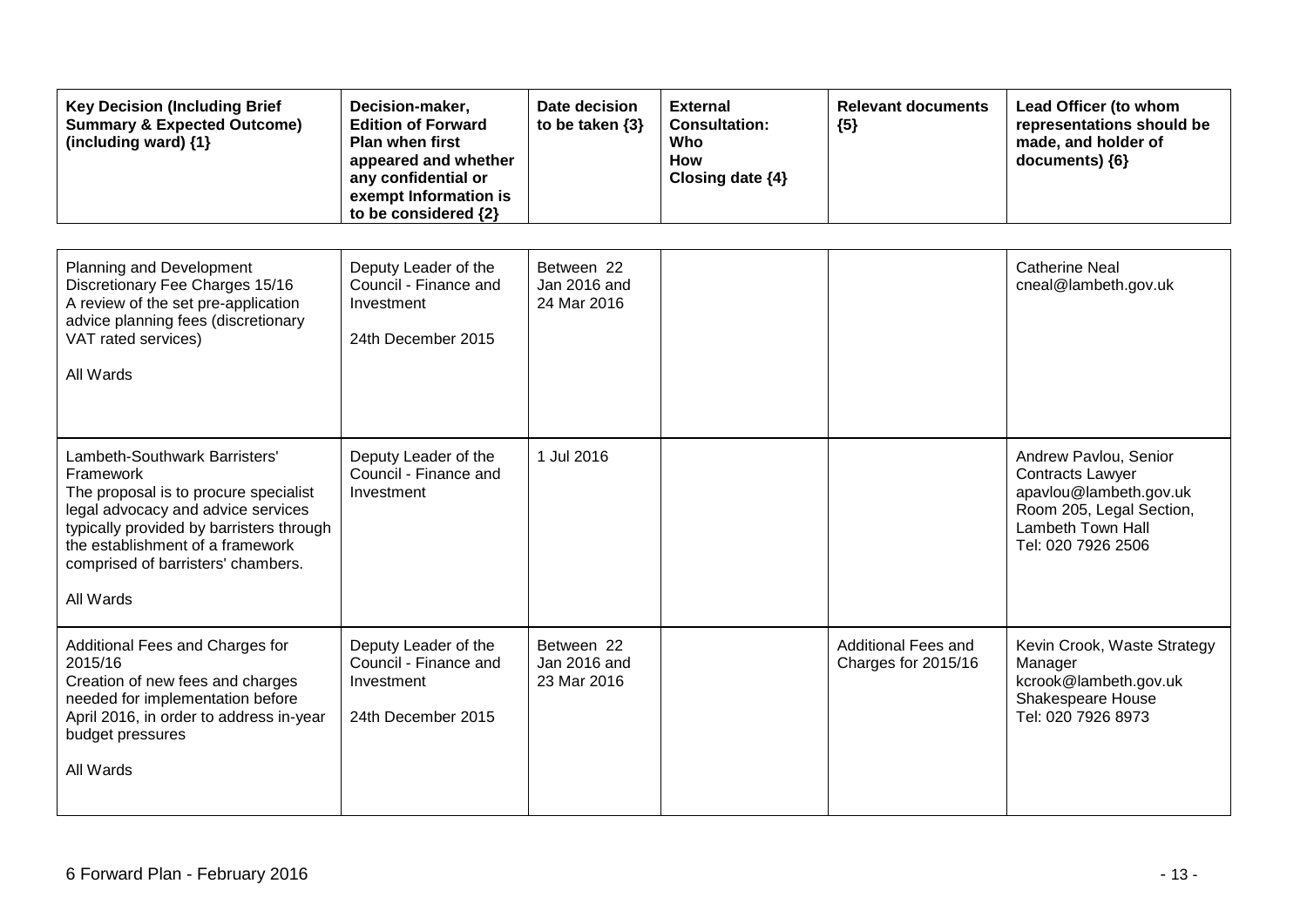| Key Decision (Including Brief Summary & Expected Outcome) (including ward) {1} | Decision-maker, Edition of Forward Plan when first appeared and whether any confidential or exempt Information is to be considered {2} | Date decision to be taken {3} | External Consultation: Who How Closing date {4} | Relevant documents {5} | Lead Officer (to whom representations should be made, and holder of documents) {6} |
|---|---|---|---|---|---|
| Planning and Development Discretionary Fee Charges 15/16<br>A review of the set pre-application advice planning fees (discretionary VAT rated services)<br><br>All Wards | Deputy Leader of the Council - Finance and Investment<br><br>24th December 2015 | Between 22 Jan 2016 and 24 Mar 2016 | | | Catherine Neal<br>cneal@lambeth.gov.uk |
| Lambeth-Southwark Barristers' Framework<br>The proposal is to procure specialist legal advocacy and advice services typically provided by barristers through the establishment of a framework comprised of barristers' chambers.<br><br>All Wards | Deputy Leader of the Council - Finance and Investment | 1 Jul 2016 | | | Andrew Pavlou, Senior Contracts Lawyer<br>apavlou@lambeth.gov.uk<br>Room 205, Legal Section, Lambeth Town Hall<br>Tel: 020 7926 2506 |
| Additional Fees and Charges for 2015/16<br>Creation of new fees and charges needed for implementation before April 2016, in order to address in-year budget pressures<br><br>All Wards | Deputy Leader of the Council - Finance and Investment<br><br>24th December 2015 | Between 22 Jan 2016 and 23 Mar 2016 | | Additional Fees and Charges for 2015/16 | Kevin Crook, Waste Strategy Manager<br>kcrook@lambeth.gov.uk<br>Shakespeare House<br>Tel: 020 7926 8973 |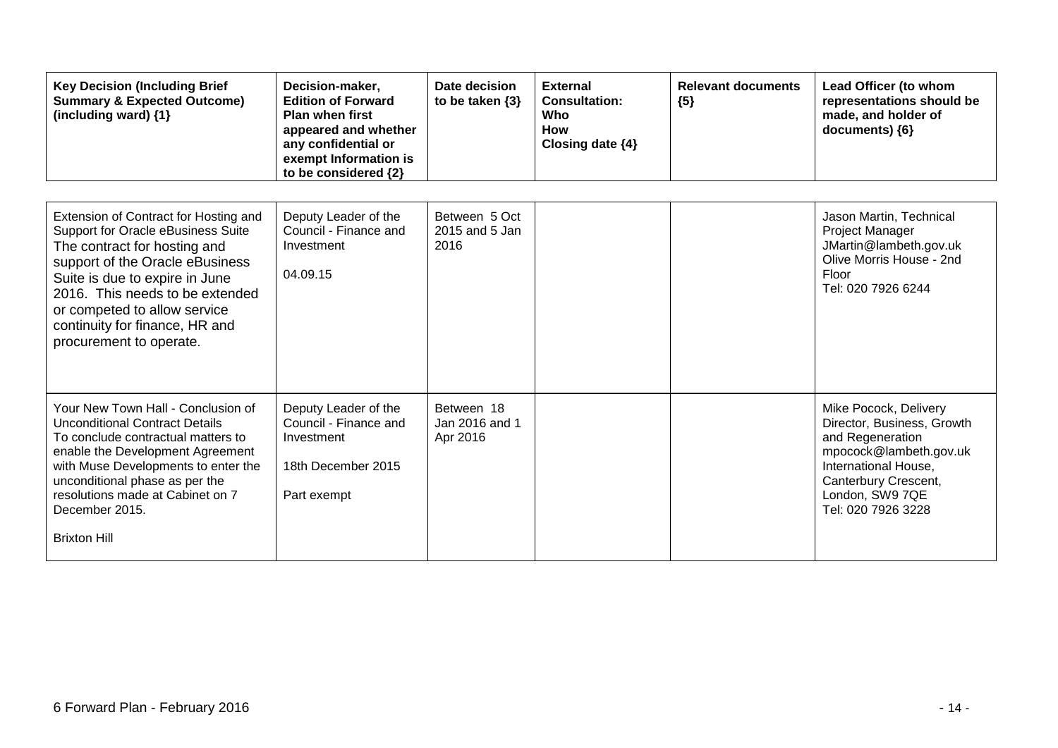| Key Decision (Including Brief Summary & Expected Outcome) (including ward) {1} | Decision-maker, Edition of Forward Plan when first appeared and whether any confidential or exempt Information is to be considered {2} | Date decision to be taken {3} | External Consultation: Who How Closing date {4} | Relevant documents {5} | Lead Officer (to whom representations should be made, and holder of documents) {6} |
|---|---|---|---|---|---|
| Extension of Contract for Hosting and Support for Oracle eBusiness Suite<br>The contract for hosting and support of the Oracle eBusiness Suite is due to expire in June 2016. This needs to be extended or competed to allow service continuity for finance, HR and procurement to operate. | Deputy Leader of the Council - Finance and Investment<br><br>04.09.15 | Between 5 Oct 2015 and 5 Jan 2016 | | | Jason Martin, Technical Project Manager<br>JMartin@lambeth.gov.uk<br>Olive Morris House - 2nd Floor<br>Tel: 020 7926 6244 |
| Your New Town Hall - Conclusion of Unconditional Contract Details<br>To conclude contractual matters to enable the Development Agreement with Muse Developments to enter the unconditional phase as per the resolutions made at Cabinet on 7 December 2015.<br><br>Brixton Hill | Deputy Leader of the Council - Finance and Investment<br><br>18th December 2015<br><br>Part exempt | Between 18 Jan 2016 and 1 Apr 2016 | | | Mike Pocock, Delivery Director, Business, Growth and Regeneration<br>mpocock@lambeth.gov.uk<br>International House, Canterbury Crescent, London, SW9 7QE<br>Tel: 020 7926 3228 |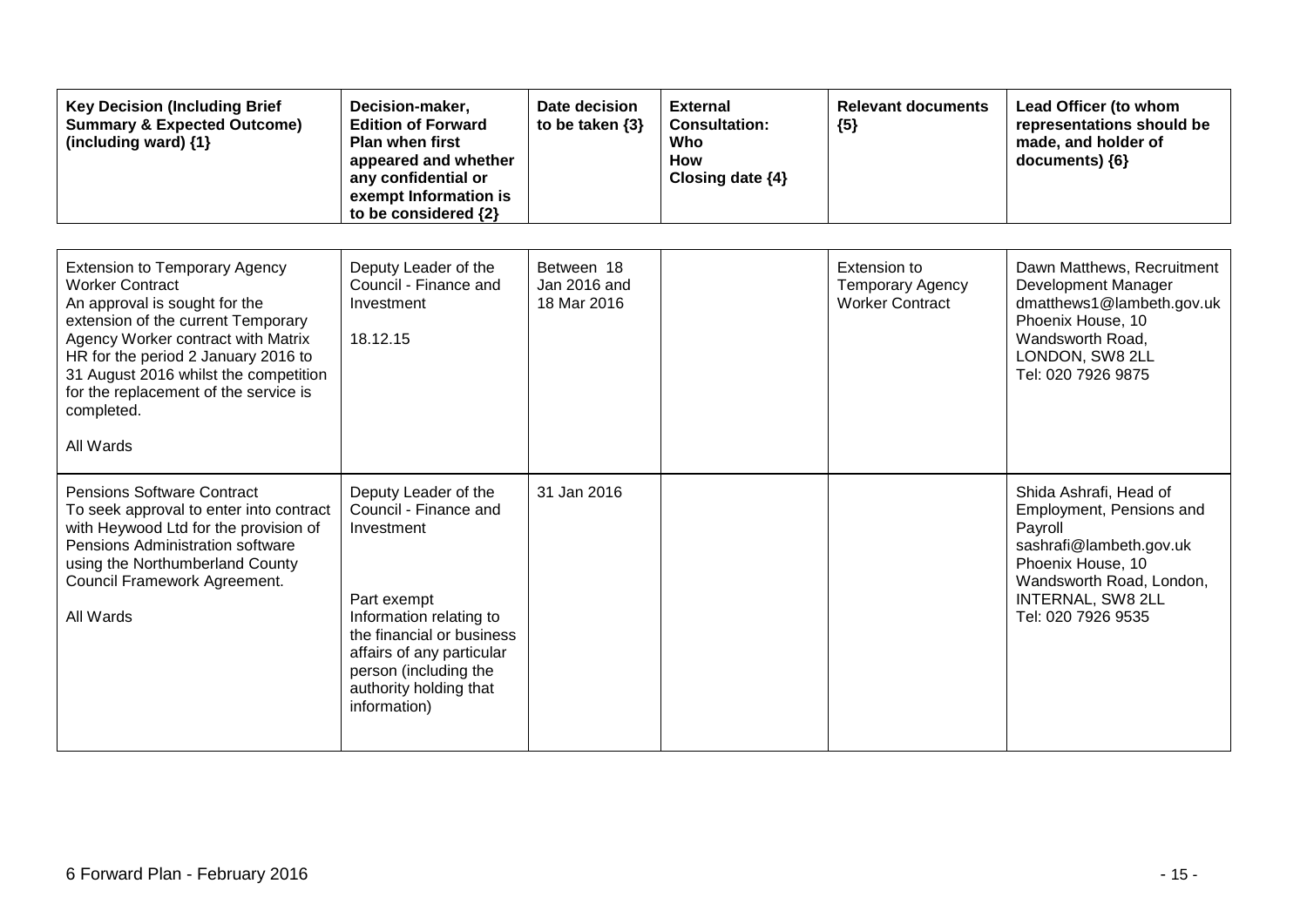| Key Decision (Including Brief Summary & Expected Outcome) (including ward) {1} | Decision-maker, Edition of Forward Plan when first appeared and whether any confidential or exempt Information is to be considered {2} | Date decision to be taken {3} | External Consultation: Who How Closing date {4} | Relevant documents {5} | Lead Officer (to whom representations should be made, and holder of documents) {6} |
|---|---|---|---|---|---|
| Extension to Temporary Agency Worker Contract<br>An approval is sought for the extension of the current Temporary Agency Worker contract with Matrix HR for the period 2 January 2016 to 31 August 2016 whilst the competition for the replacement of the service is completed.<br><br>All Wards | Deputy Leader of the Council - Finance and Investment<br><br>18.12.15 | Between 18 Jan 2016 and 18 Mar 2016 | | Extension to Temporary Agency Worker Contract | Dawn Matthews, Recruitment Development Manager<br>dmatthews1@lambeth.gov.uk<br>Phoenix House, 10 Wandsworth Road, LONDON, SW8 2LL<br>Tel: 020 7926 9875 |
| Pensions Software Contract<br>To seek approval to enter into contract with Heywood Ltd for the provision of Pensions Administration software using the Northumberland County Council Framework Agreement.<br><br>All Wards | Deputy Leader of the Council - Finance and Investment<br><br>Part exempt<br>Information relating to the financial or business affairs of any particular person (including the authority holding that information) | 31 Jan 2016 | | | Shida Ashrafi, Head of Employment, Pensions and Payroll<br>sashrafi@lambeth.gov.uk<br>Phoenix House, 10 Wandsworth Road, London, INTERNAL, SW8 2LL<br>Tel: 020 7926 9535 |

6 Forward Plan - February 2016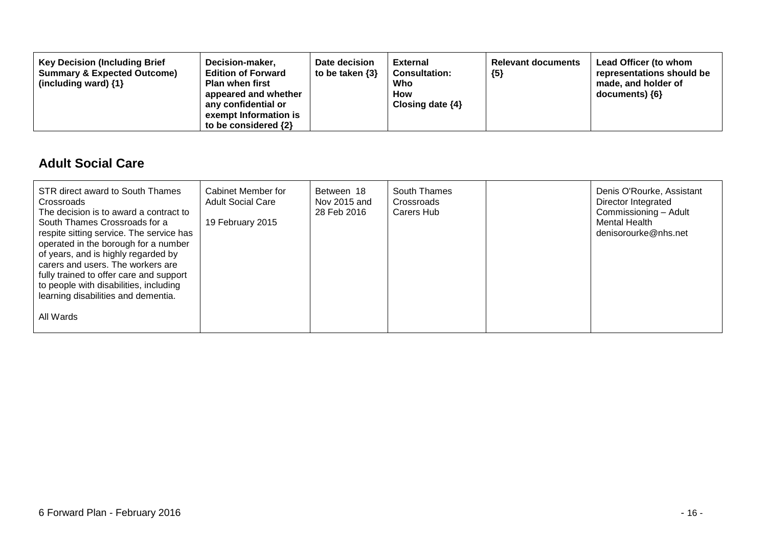| Key Decision (Including Brief Summary & Expected Outcome) (including ward) {1} | Decision-maker, Edition of Forward Plan when first appeared and whether any confidential or exempt Information is to be considered {2} | Date decision to be taken {3} | External Consultation: Who How Closing date {4} | Relevant documents {5} | Lead Officer (to whom representations should be made, and holder of documents) {6} |
|---|---|---|---|---|---|

## Adult Social Care

| | | | | | |
|---|---|---|---|---|---|
| STR direct award to South Thames Crossroads<br>The decision is to award a contract to South Thames Crossroads for a respite sitting service. The service has operated in the borough for a number of years, and is highly regarded by carers and users. The workers are fully trained to offer care and support to people with disabilities, including learning disabilities and dementia.<br><br>All Wards | Cabinet Member for Adult Social Care<br><br>19 February 2015 | Between 18 Nov 2015 and 28 Feb 2016 | South Thames Crossroads Carers Hub | | Denis O'Rourke, Assistant Director Integrated Commissioning – Adult Mental Health denisorourke@nhs.net |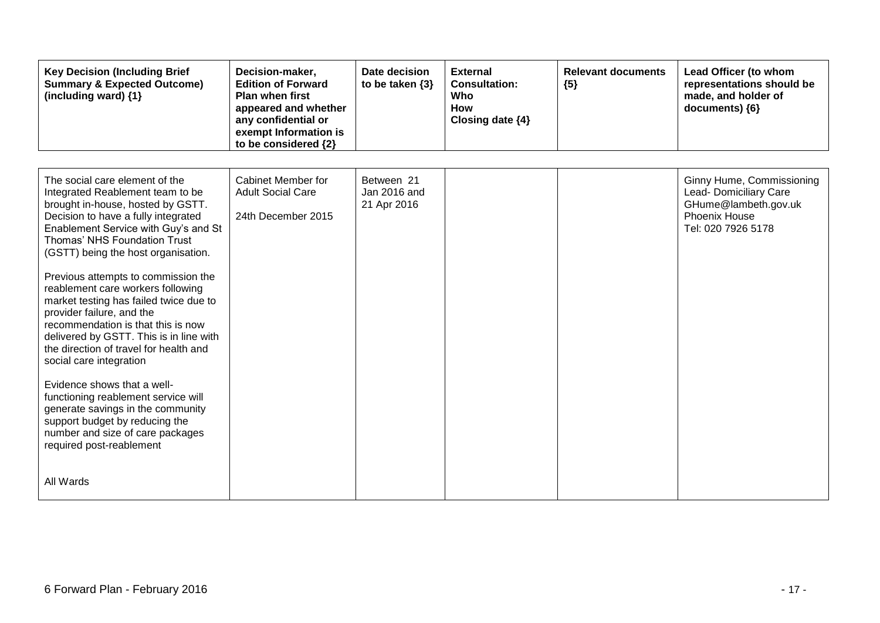| Key Decision (Including Brief Summary & Expected Outcome) (including ward) {1} | Decision-maker, Edition of Forward Plan when first appeared and whether any confidential or exempt Information is to be considered {2} | Date decision to be taken {3} | External Consultation: Who How Closing date {4} | Relevant documents {5} | Lead Officer (to whom representations should be made, and holder of documents) {6} |
|---|---|---|---|---|---|
| The social care element of the Integrated Reablement team to be brought in-house, hosted by GSTT. Decision to have a fully integrated Enablement Service with Guy's and St Thomas' NHS Foundation Trust (GSTT) being the host organisation.<br><br>Previous attempts to commission the reablement care workers following market testing has failed twice due to provider failure, and the recommendation is that this is now delivered by GSTT. This is in line with the direction of travel for health and social care integration<br><br>Evidence shows that a well-functioning reablement service will generate savings in the community support budget by reducing the number and size of care packages required post-reablement<br><br>All Wards | Cabinet Member for Adult Social Care<br><br>24th December 2015 | Between 21 Jan 2016 and 21 Apr 2016 | | | Ginny Hume, Commissioning Lead- Domiciliary Care<br>GHume@lambeth.gov.uk<br>Phoenix House<br>Tel: 020 7926 5178 |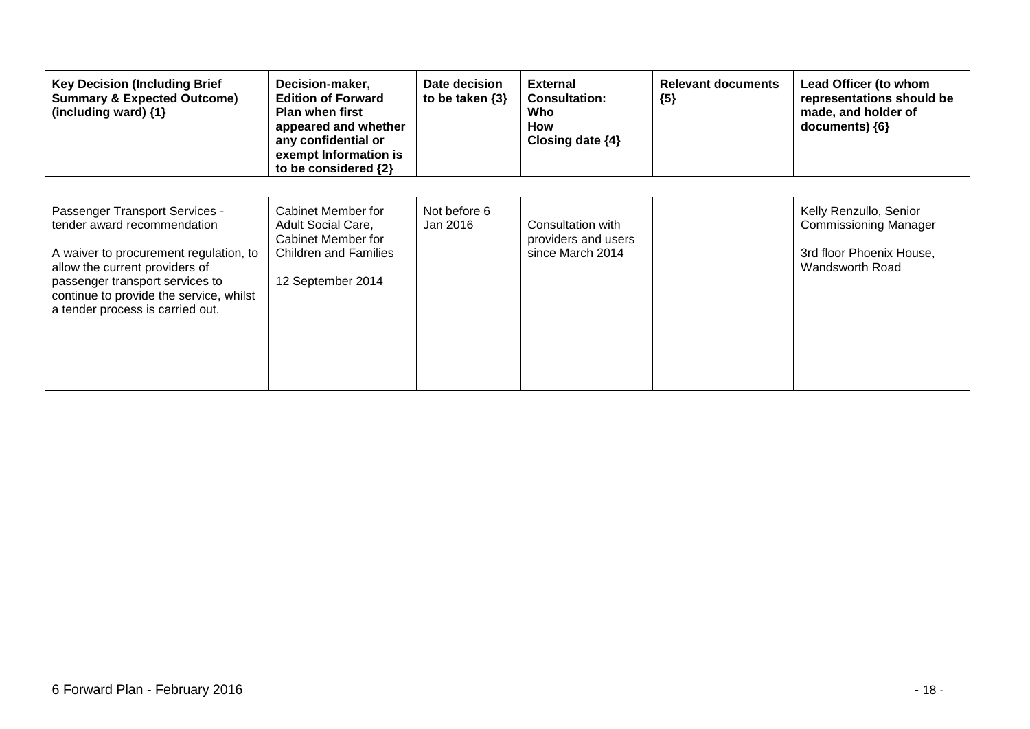| Key Decision (Including Brief Summary & Expected Outcome) (including ward) {1} | Decision-maker, Edition of Forward Plan when first appeared and whether any confidential or exempt Information is to be considered {2} | Date decision to be taken {3} | External Consultation: Who How Closing date {4} | Relevant documents {5} | Lead Officer (to whom representations should be made, and holder of documents) {6} |
|---|---|---|---|---|---|
| Passenger Transport Services - tender award recommendation<br><br>A waiver to procurement regulation, to allow the current providers of passenger transport services to continue to provide the service, whilst a tender process is carried out. | Cabinet Member for Adult Social Care, Cabinet Member for Children and Families<br><br>12 September 2014 | Not before 6 Jan 2016 | Consultation with providers and users since March 2014 | | Kelly Renzullo, Senior Commissioning Manager<br><br>3rd floor Phoenix House, Wandsworth Road |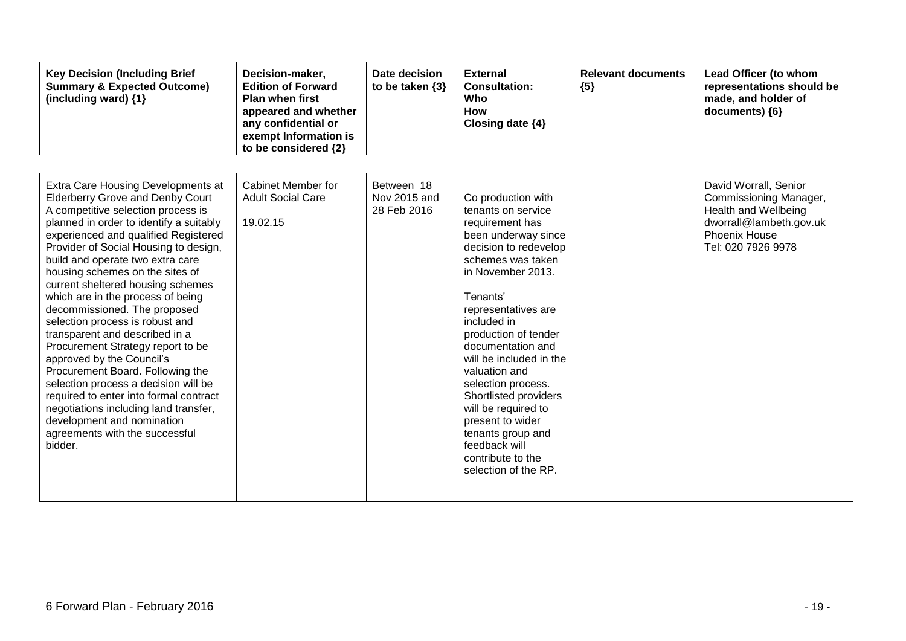| Key Decision (Including Brief Summary & Expected Outcome) (including ward) {1} | Decision-maker, Edition of Forward Plan when first appeared and whether any confidential or exempt Information is to be considered {2} | Date decision to be taken {3} | External Consultation: Who How Closing date {4} | Relevant documents {5} | Lead Officer (to whom representations should be made, and holder of documents) {6} |
|---|---|---|---|---|---|
| Extra Care Housing Developments at Elderberry Grove and Denby Court A competitive selection process is planned in order to identify a suitably experienced and qualified Registered Provider of Social Housing to design, build and operate two extra care housing schemes on the sites of current sheltered housing schemes which are in the process of being decommissioned. The proposed selection process is robust and transparent and described in a Procurement Strategy report to be approved by the Council's Procurement Board. Following the selection process a decision will be required to enter into formal contract negotiations including land transfer, development and nomination agreements with the successful bidder. | Cabinet Member for Adult Social Care<br><br>19.02.15 | Between 18 Nov 2015 and 28 Feb 2016 | Co production with tenants on service requirement has been underway since decision to redevelop schemes was taken in November 2013.<br><br>Tenants' representatives are included in production of tender documentation and will be included in the valuation and selection process. Shortlisted providers will be required to present to wider tenants group and feedback will contribute to the selection of the RP. | | David Worrall, Senior Commissioning Manager, Health and Wellbeing dworrall@lambeth.gov.uk Phoenix House Tel: 020 7926 9978 |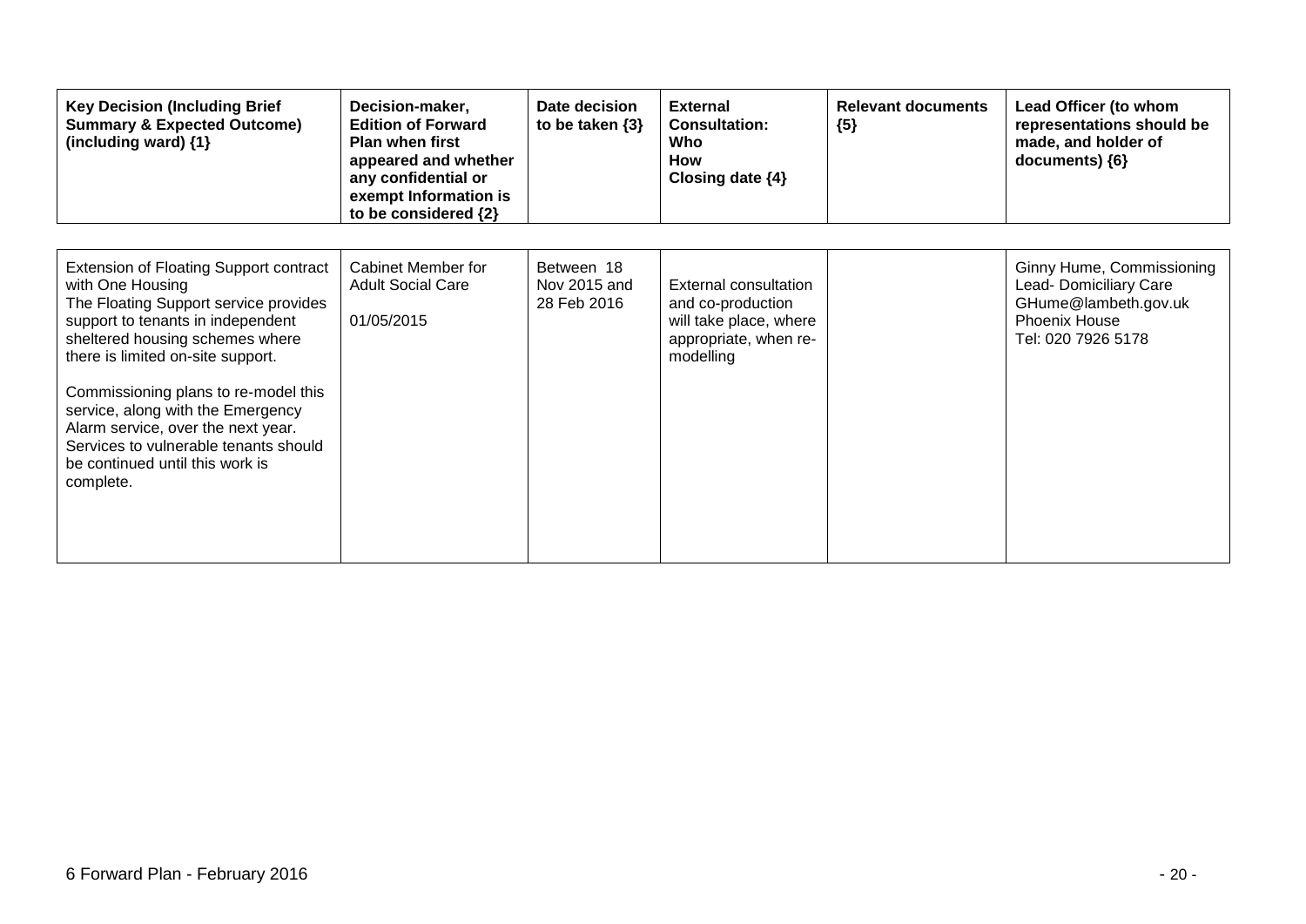| Key Decision (Including Brief Summary & Expected Outcome) (including ward) {1} | Decision-maker, Edition of Forward Plan when first appeared and whether any confidential or exempt Information is to be considered {2} | Date decision to be taken {3} | External Consultation: Who How Closing date {4} | Relevant documents {5} | Lead Officer (to whom representations should be made, and holder of documents) {6} |
|---|---|---|---|---|---|
| Extension of Floating Support contract with One Housing<br>The Floating Support service provides support to tenants in independent sheltered housing schemes where there is limited on-site support.<br><br>Commissioning plans to re-model this service, along with the Emergency Alarm service, over the next year. Services to vulnerable tenants should be continued until this work is complete. | Cabinet Member for Adult Social Care<br><br>01/05/2015 | Between 18 Nov 2015 and 28 Feb 2016 | External consultation and co-production will take place, where appropriate, when re-modelling | | Ginny Hume, Commissioning Lead- Domiciliary Care<br>GHume@lambeth.gov.uk<br>Phoenix House<br>Tel: 020 7926 5178 |

6 Forward Plan - February 2016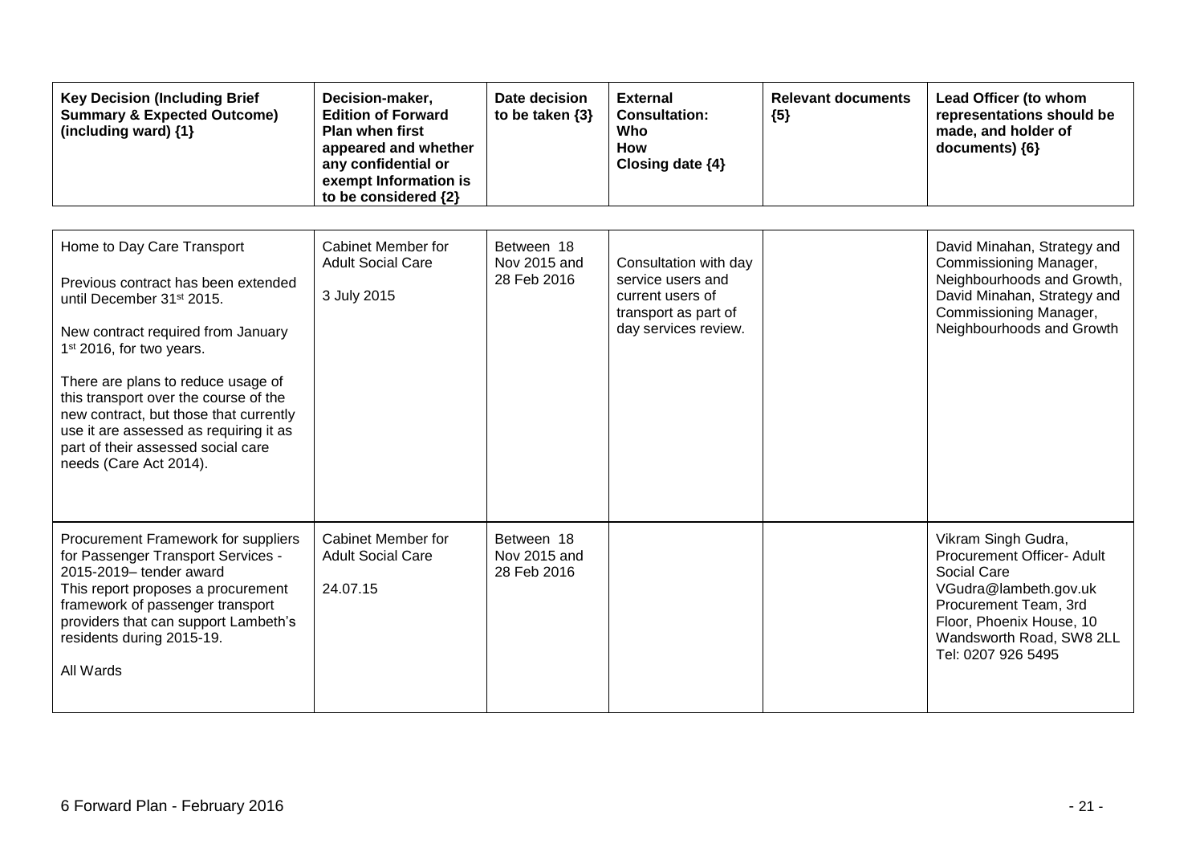| Key Decision (Including Brief Summary & Expected Outcome) (including ward) {1} | Decision-maker, Edition of Forward Plan when first appeared and whether any confidential or exempt Information is to be considered {2} | Date decision to be taken {3} | External Consultation: Who How Closing date {4} | Relevant documents {5} | Lead Officer (to whom representations should be made, and holder of documents) {6} |
|---|---|---|---|---|---|
| Home to Day Care Transport<br><br>Previous contract has been extended until December 31st 2015.<br><br>New contract required from January 1st 2016, for two years.<br><br>There are plans to reduce usage of this transport over the course of the new contract, but those that currently use it are assessed as requiring it as part of their assessed social care needs (Care Act 2014). | Cabinet Member for Adult Social Care<br><br>3 July 2015 | Between 18 Nov 2015 and 28 Feb 2016 | Consultation with day service users and current users of transport as part of day services review. | | David Minahan, Strategy and Commissioning Manager, Neighbourhoods and Growth, David Minahan, Strategy and Commissioning Manager, Neighbourhoods and Growth |
| Procurement Framework for suppliers for Passenger Transport Services - 2015-2019– tender award<br>This report proposes a procurement framework of passenger transport providers that can support Lambeth's residents during 2015-19.<br><br>All Wards | Cabinet Member for Adult Social Care<br><br>24.07.15 | Between 18 Nov 2015 and 28 Feb 2016 | | | Vikram Singh Gudra, Procurement Officer- Adult Social Care<br>VGudra@lambeth.gov.uk<br>Procurement Team, 3rd Floor, Phoenix House, 10 Wandsworth Road, SW8 2LL<br>Tel: 0207 926 5495 |

6 Forward Plan - February 2016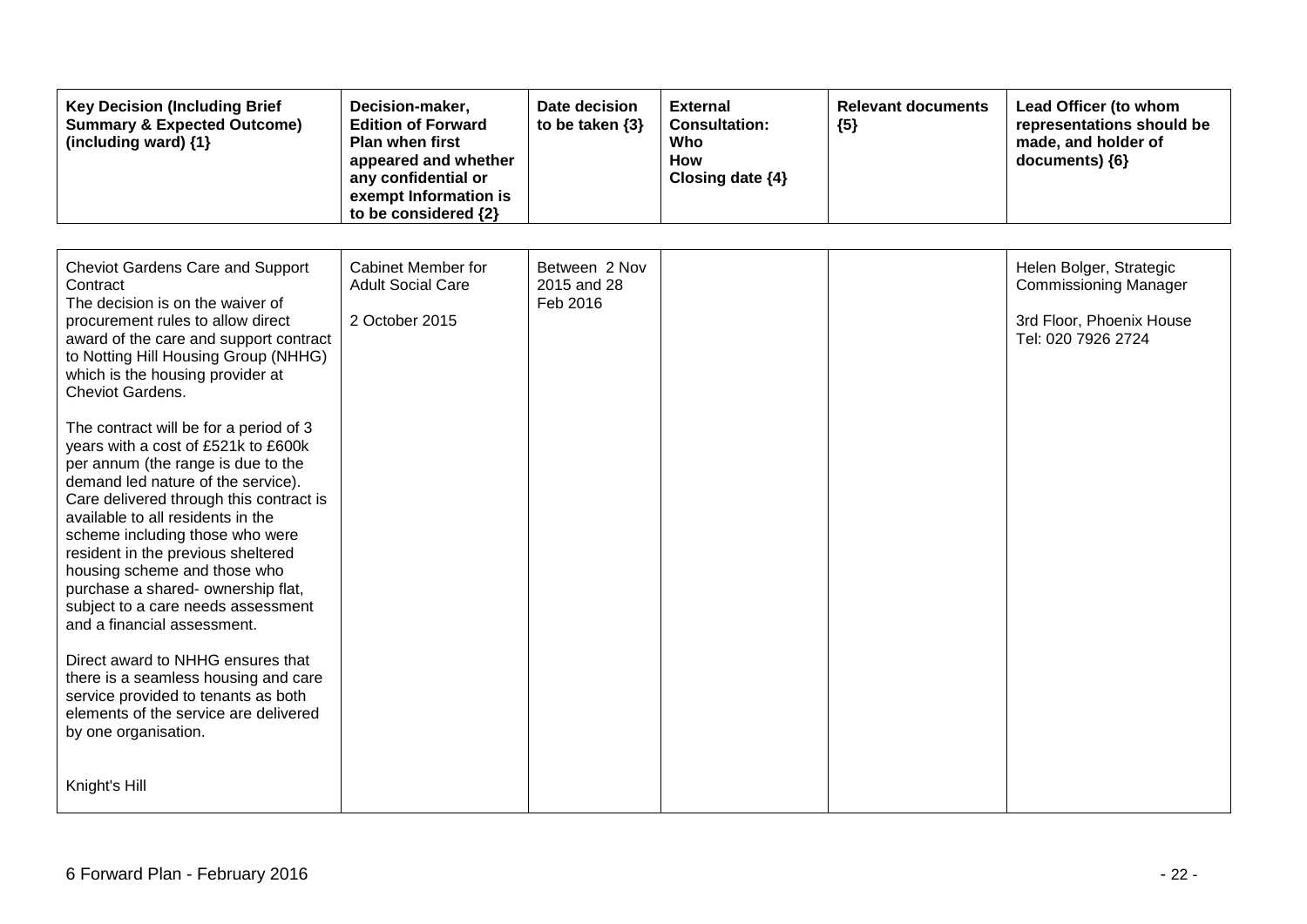| Key Decision (Including Brief Summary & Expected Outcome) (including ward) {1} | Decision-maker, Edition of Forward Plan when first appeared and whether any confidential or exempt Information is to be considered {2} | Date decision to be taken {3} | External Consultation: Who How Closing date {4} | Relevant documents {5} | Lead Officer (to whom representations should be made, and holder of documents) {6} |
|---|---|---|---|---|---|
| Cheviot Gardens Care and Support Contract<br>The decision is on the waiver of procurement rules to allow direct award of the care and support contract to Notting Hill Housing Group (NHHG) which is the housing provider at Cheviot Gardens.<br><br>The contract will be for a period of 3 years with a cost of £521k to £600k per annum (the range is due to the demand led nature of the service). Care delivered through this contract is available to all residents in the scheme including those who were resident in the previous sheltered housing scheme and those who purchase a shared- ownership flat, subject to a care needs assessment and a financial assessment.<br><br>Direct award to NHHG ensures that there is a seamless housing and care service provided to tenants as both elements of the service are delivered by one organisation.<br><br>Knight's Hill | Cabinet Member for Adult Social Care<br><br>2 October 2015 | Between 2 Nov 2015 and 28 Feb 2016 | | | Helen Bolger, Strategic Commissioning Manager<br><br>3rd Floor, Phoenix House<br>Tel: 020 7926 2724 |

6 Forward Plan - February 2016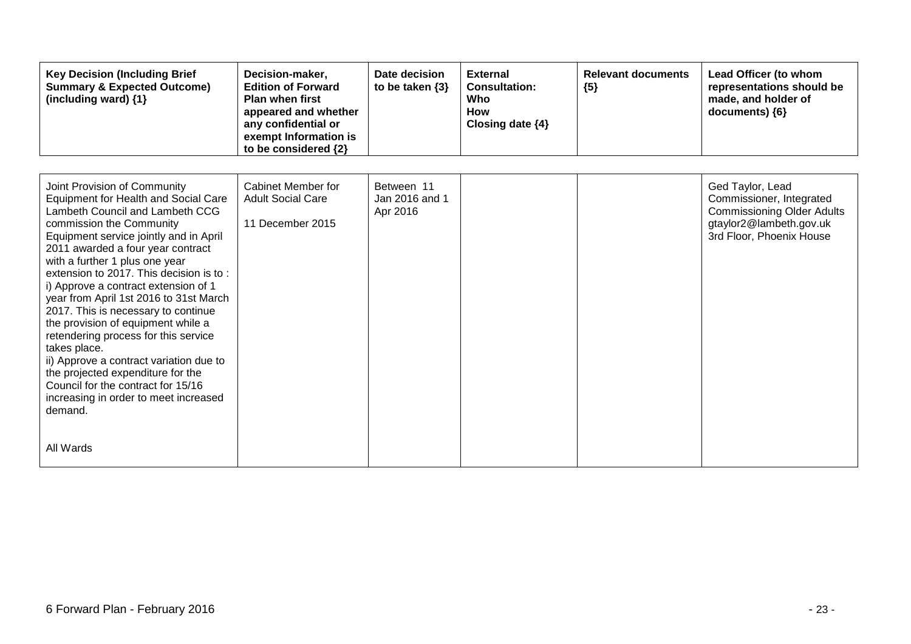| Key Decision (Including Brief Summary & Expected Outcome) (including ward) {1} | Decision-maker, Edition of Forward Plan when first appeared and whether any confidential or exempt Information is to be considered {2} | Date decision to be taken {3} | External Consultation: Who How Closing date {4} | Relevant documents {5} | Lead Officer (to whom representations should be made, and holder of documents) {6} |
|---|---|---|---|---|---|
| Joint Provision of Community Equipment for Health and Social Care Lambeth Council and Lambeth CCG commission the Community Equipment service jointly and in April 2011 awarded a four year contract with a further 1 plus one year extension to 2017. This decision is to : i) Approve a contract extension of 1 year from April 1st 2016 to 31st March 2017. This is necessary to continue the provision of equipment while a retendering process for this service takes place. ii) Approve a contract variation due to the projected expenditure for the Council for the contract for 15/16 increasing in order to meet increased demand. <br><br> All Wards | Cabinet Member for Adult Social Care <br><br> 11 December 2015 | Between 11 Jan 2016 and 1 Apr 2016 | | | Ged Taylor, Lead Commissioner, Integrated Commissioning Older Adults gtaylor2@lambeth.gov.uk 3rd Floor, Phoenix House |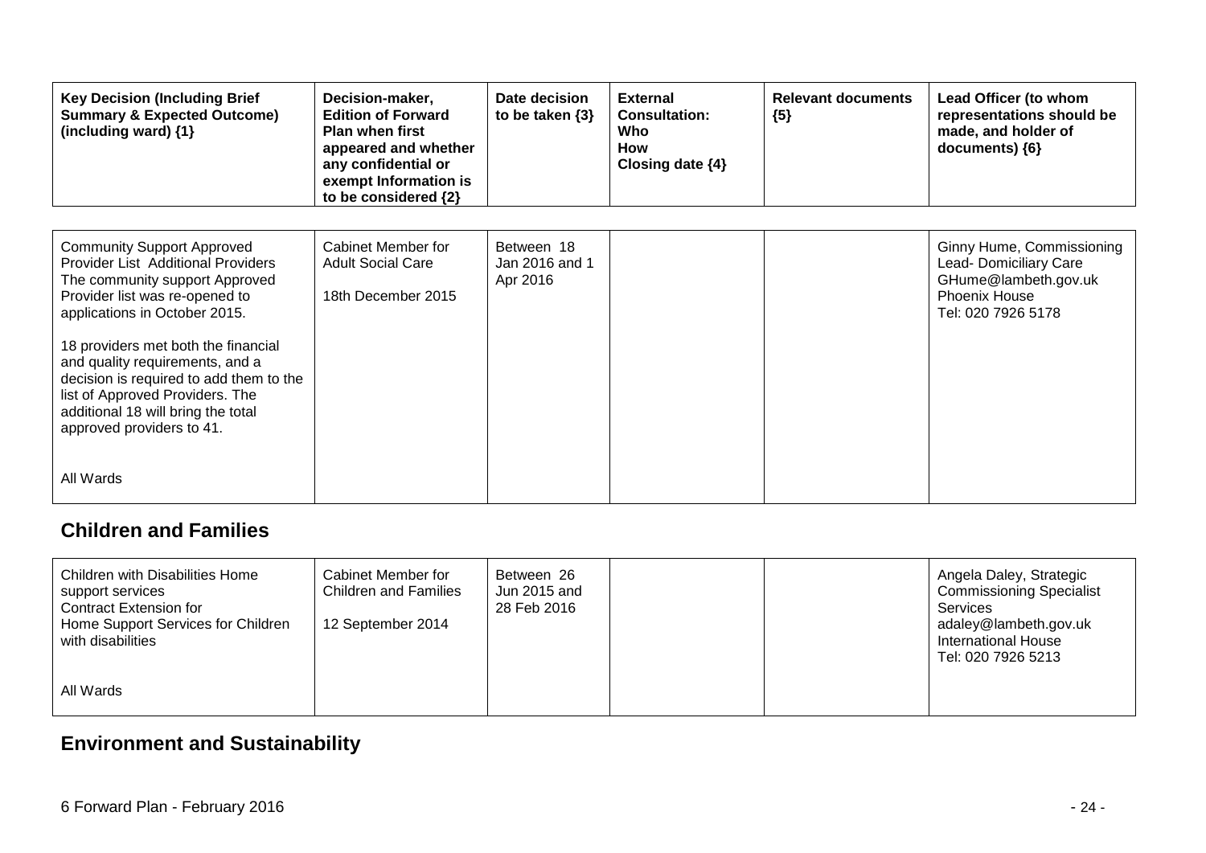| Key Decision (Including Brief Summary & Expected Outcome) (including ward) {1} | Decision-maker, Edition of Forward Plan when first appeared and whether any confidential or exempt Information is to be considered {2} | Date decision to be taken {3} | External Consultation: Who How Closing date {4} | Relevant documents {5} | Lead Officer (to whom representations should be made, and holder of documents) {6} |
|---|---|---|---|---|---|
| Community Support Approved Provider List Additional Providers<br>The community support Approved Provider list was re-opened to applications in October 2015.<br><br>18 providers met both the financial and quality requirements, and a decision is required to add them to the list of Approved Providers. The additional 18 will bring the total approved providers to 41.<br><br>All Wards | Cabinet Member for Adult Social Care<br><br>18th December 2015 | Between 18 Jan 2016 and 1 Apr 2016 | | | Ginny Hume, Commissioning Lead- Domiciliary Care<br>GHume@lambeth.gov.uk<br>Phoenix House<br>Tel: 020 7926 5178 |

## Children and Families

| Key Decision (Including Brief Summary & Expected Outcome) (including ward) {1} | Decision-maker, Edition of Forward Plan when first appeared and whether any confidential or exempt Information is to be considered {2} | Date decision to be taken {3} | External Consultation: Who How Closing date {4} | Relevant documents {5} | Lead Officer (to whom representations should be made, and holder of documents) {6} |
|---|---|---|---|---|---|
| Children with Disabilities Home support services<br>Contract Extension for Home Support Services for Children with disabilities<br><br>All Wards | Cabinet Member for Children and Families<br><br>12 September 2014 | Between 26 Jun 2015 and 28 Feb 2016 | | | Angela Daley, Strategic Commissioning Specialist Services<br>adaley@lambeth.gov.uk<br>International House<br>Tel: 020 7926 5213 |

## Environment and Sustainability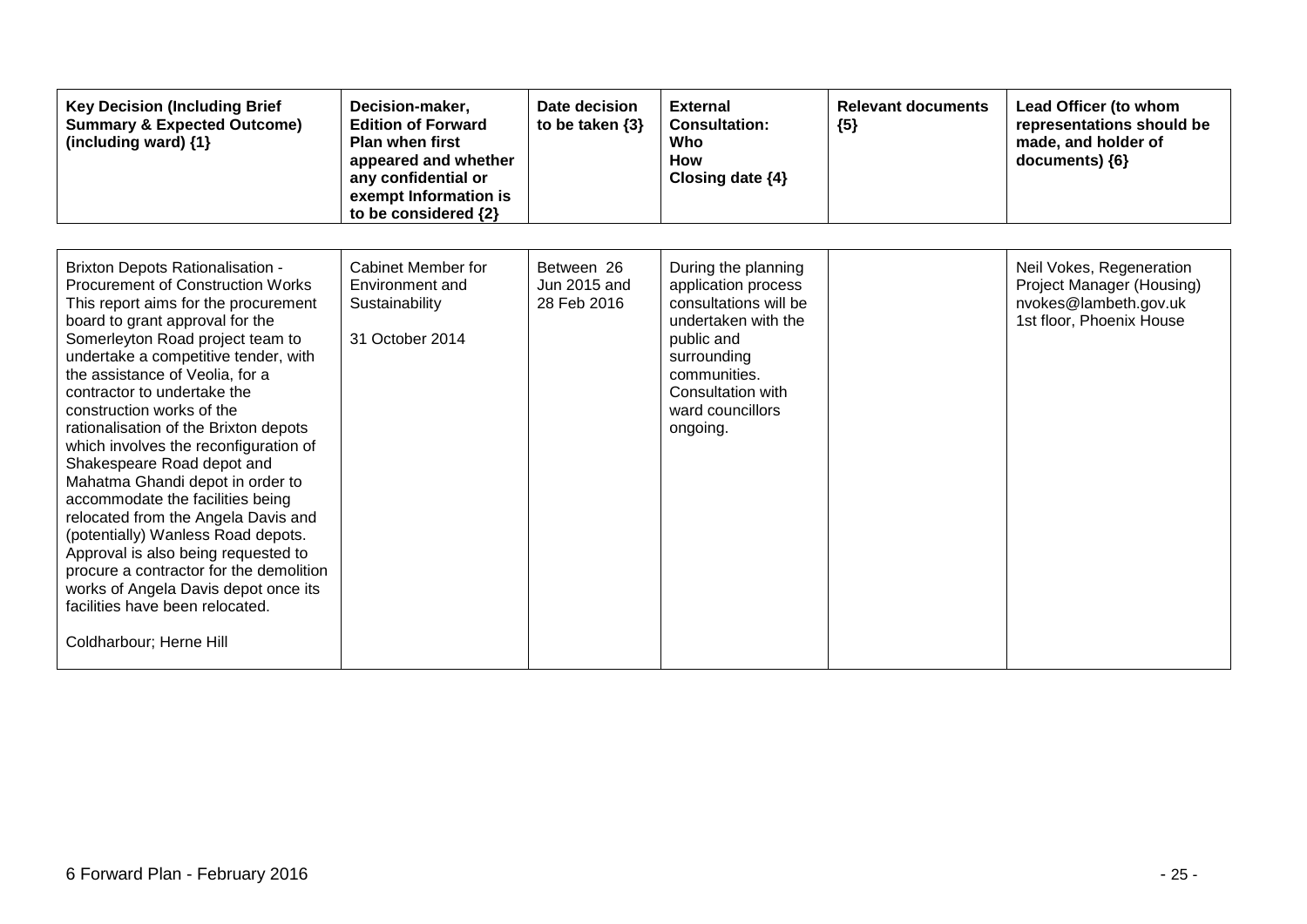| Key Decision (Including Brief Summary & Expected Outcome) (including ward) {1} | Decision-maker, Edition of Forward Plan when first appeared and whether any confidential or exempt Information is to be considered {2} | Date decision to be taken {3} | External Consultation: Who How Closing date {4} | Relevant documents {5} | Lead Officer (to whom representations should be made, and holder of documents) {6} |
|---|---|---|---|---|---|
| Brixton Depots Rationalisation - Procurement of Construction Works This report aims for the procurement board to grant approval for the Somerleyton Road project team to undertake a competitive tender, with the assistance of Veolia, for a contractor to undertake the construction works of the rationalisation of the Brixton depots which involves the reconfiguration of Shakespeare Road depot and Mahatma Ghandi depot in order to accommodate the facilities being relocated from the Angela Davis and (potentially) Wanless Road depots. Approval is also being requested to procure a contractor for the demolition works of Angela Davis depot once its facilities have been relocated.<br><br>Coldharbour; Herne Hill | Cabinet Member for Environment and Sustainability<br><br>31 October 2014 | Between 26 Jun 2015 and 28 Feb 2016 | During the planning application process consultations will be undertaken with the public and surrounding communities. Consultation with ward councillors ongoing. | | Neil Vokes, Regeneration Project Manager (Housing) nvokes@lambeth.gov.uk 1st floor, Phoenix House |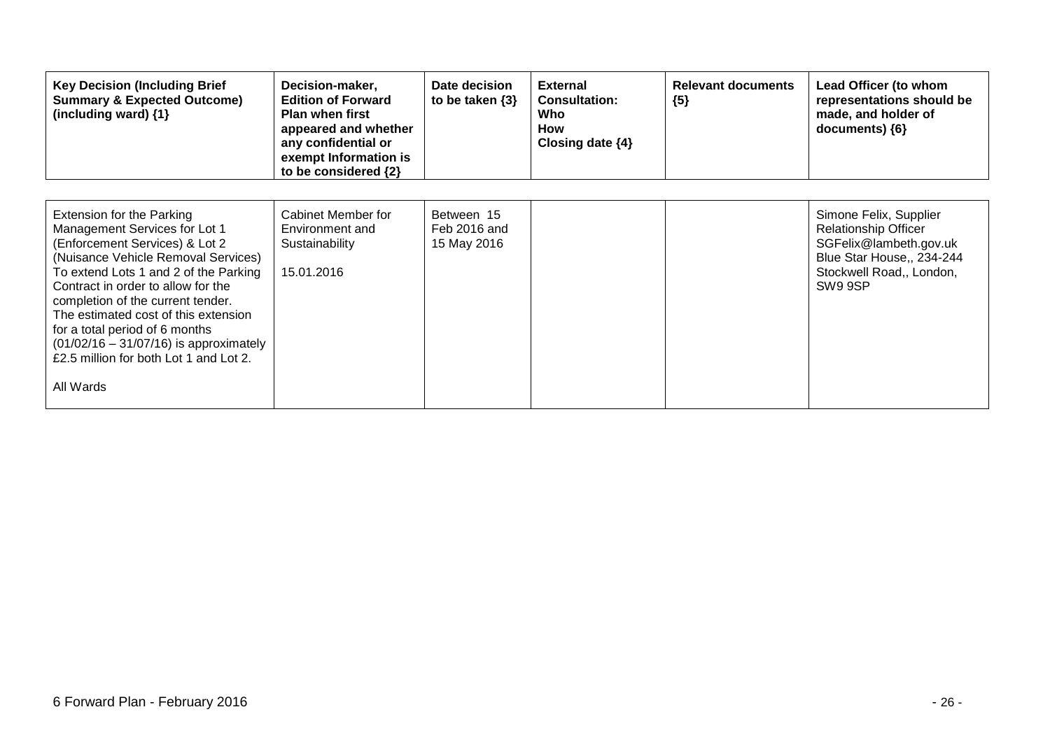| Key Decision (Including Brief Summary & Expected Outcome) (including ward) {1} | Decision-maker, Edition of Forward Plan when first appeared and whether any confidential or exempt Information is to be considered {2} | Date decision to be taken {3} | External Consultation: Who How Closing date {4} | Relevant documents {5} | Lead Officer (to whom representations should be made, and holder of documents) {6} |
|---|---|---|---|---|---|
| Extension for the Parking Management Services for Lot 1 (Enforcement Services) & Lot 2 (Nuisance Vehicle Removal Services)<br>To extend Lots 1 and 2 of the Parking Contract in order to allow for the completion of the current tender. The estimated cost of this extension for a total period of 6 months (01/02/16 – 31/07/16) is approximately £2.5 million for both Lot 1 and Lot 2.<br><br>All Wards | Cabinet Member for Environment and Sustainability<br><br>15.01.2016 | Between 15 Feb 2016 and 15 May 2016 | | | Simone Felix, Supplier Relationship Officer<br>SGFelix@lambeth.gov.uk<br>Blue Star House,, 234-244 Stockwell Road,, London, SW9 9SP |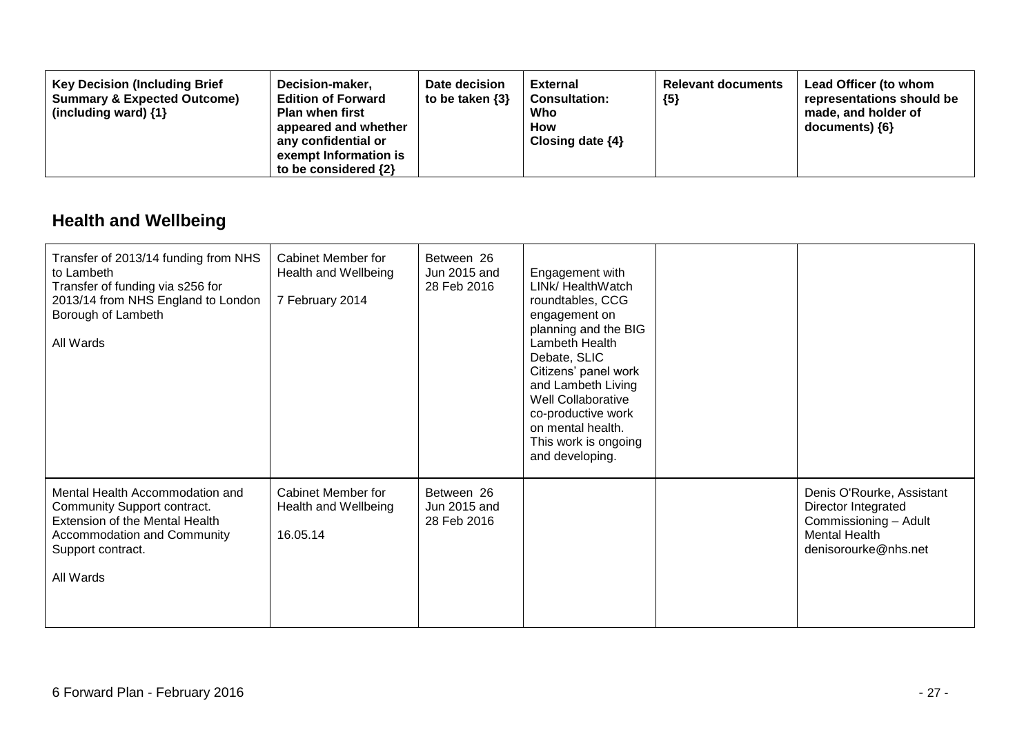| Key Decision (Including Brief Summary & Expected Outcome) (including ward) {1} | Decision-maker, Edition of Forward Plan when first appeared and whether any confidential or exempt Information is to be considered {2} | Date decision to be taken {3} | External Consultation: Who How Closing date {4} | Relevant documents {5} | Lead Officer (to whom representations should be made, and holder of documents) {6} |
|---|---|---|---|---|---|

## Health and Wellbeing

| | | | | | |
|---|---|---|---|---|---|
| Transfer of 2013/14 funding from NHS to Lambeth<br>Transfer of funding via s256 for 2013/14 from NHS England to London Borough of Lambeth<br><br>All Wards | Cabinet Member for Health and Wellbeing<br><br>7 February 2014 | Between 26 Jun 2015 and 28 Feb 2016 | Engagement with LINk/ HealthWatch roundtables, CCG engagement on planning and the BIG Lambeth Health Debate, SLIC Citizens' panel work and Lambeth Living Well Collaborative co-productive work on mental health. This work is ongoing and developing. | | |
| Mental Health Accommodation and Community Support contract.<br>Extension of the Mental Health Accommodation and Community Support contract.<br><br>All Wards | Cabinet Member for Health and Wellbeing<br><br>16.05.14 | Between 26 Jun 2015 and 28 Feb 2016 | | | Denis O'Rourke, Assistant Director Integrated Commissioning – Adult Mental Health<br>denisorourke@nhs.net |

6 Forward Plan - February 2016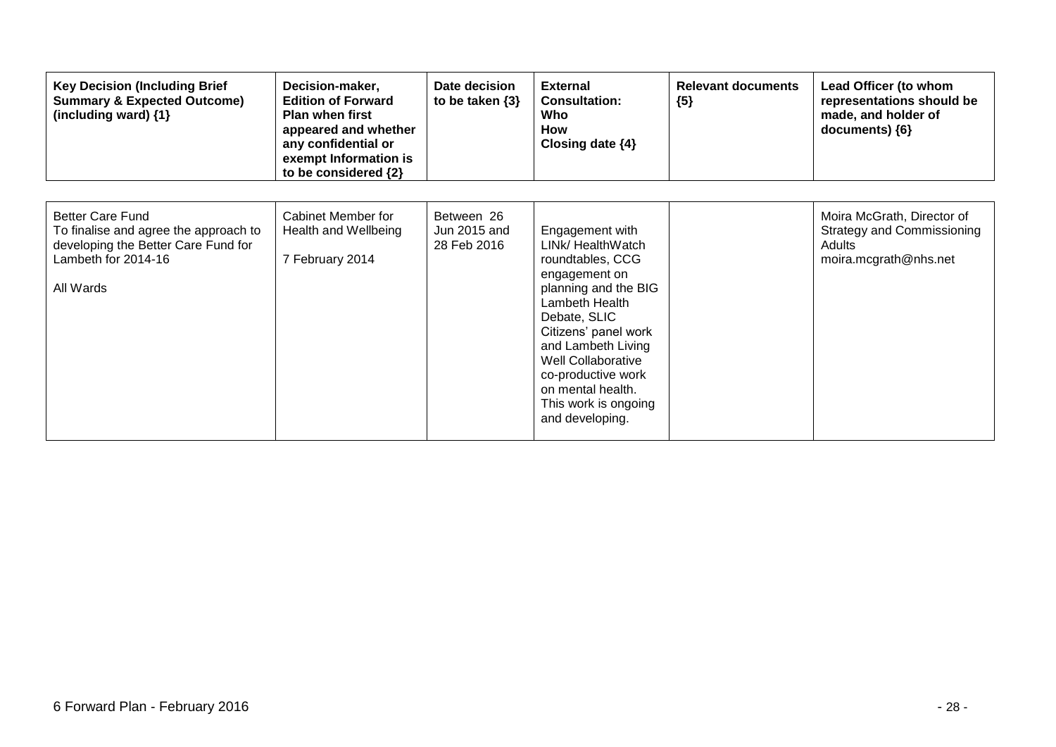| Key Decision (Including Brief Summary & Expected Outcome) (including ward) {1} | Decision-maker, Edition of Forward Plan when first appeared and whether any confidential or exempt Information is to be considered {2} | Date decision to be taken {3} | External Consultation: Who How Closing date {4} | Relevant documents {5} | Lead Officer (to whom representations should be made, and holder of documents) {6} |
|---|---|---|---|---|---|
| Better Care Fund<br>To finalise and agree the approach to developing the Better Care Fund for Lambeth for 2014-16<br><br>All Wards | Cabinet Member for Health and Wellbeing<br><br>7 February 2014 | Between 26 Jun 2015 and 28 Feb 2016 | Engagement with LINk/ HealthWatch roundtables, CCG engagement on planning and the BIG Lambeth Health Debate, SLIC Citizens' panel work and Lambeth Living Well Collaborative co-productive work on mental health. This work is ongoing and developing. | | Moira McGrath, Director of Strategy and Commissioning Adults<br>moira.mcgrath@nhs.net |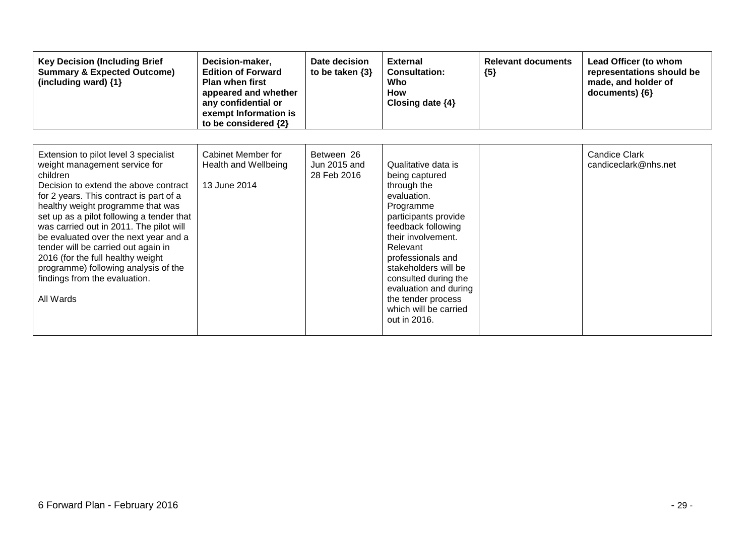| Key Decision (Including Brief Summary & Expected Outcome) (including ward) {1} | Decision-maker, Edition of Forward Plan when first appeared and whether any confidential or exempt Information is to be considered {2} | Date decision to be taken {3} | External Consultation: Who How Closing date {4} | Relevant documents {5} | Lead Officer (to whom representations should be made, and holder of documents) {6} |
|---|---|---|---|---|---|
| Extension to pilot level 3 specialist weight management service for children<br>Decision to extend the above contract for 2 years. This contract is part of a healthy weight programme that was set up as a pilot following a tender that was carried out in 2011. The pilot will be evaluated over the next year and a tender will be carried out again in 2016 (for the full healthy weight programme) following analysis of the findings from the evaluation.<br><br>All Wards | Cabinet Member for Health and Wellbeing<br><br>13 June 2014 | Between 26 Jun 2015 and 28 Feb 2016 | Qualitative data is being captured through the evaluation. Programme participants provide feedback following their involvement. Relevant professionals and stakeholders will be consulted during the evaluation and during the tender process which will be carried out in 2016. | | Candice Clark<br>candiceclark@nhs.net |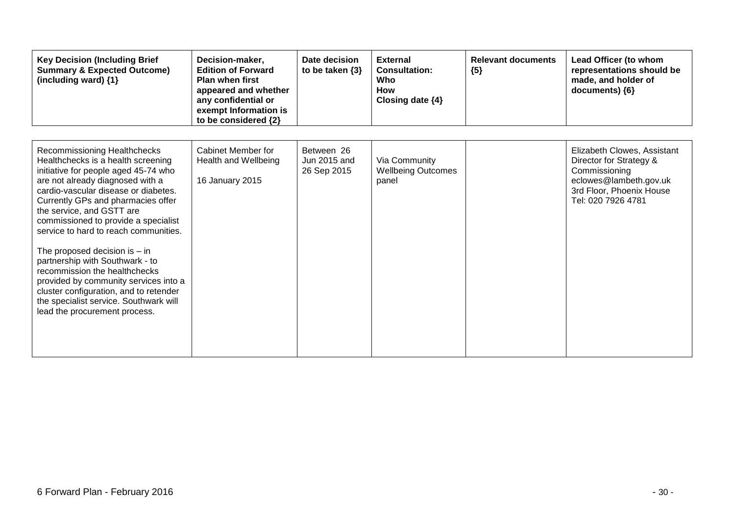| Key Decision (Including Brief Summary & Expected Outcome) (including ward) {1} | Decision-maker, Edition of Forward Plan when first appeared and whether any confidential or exempt Information is to be considered {2} | Date decision to be taken {3} | External Consultation: Who How Closing date {4} | Relevant documents {5} | Lead Officer (to whom representations should be made, and holder of documents) {6} |
|---|---|---|---|---|---|
| Recommissioning Healthchecks<br>Healthchecks is a health screening initiative for people aged 45-74 who are not already diagnosed with a cardio-vascular disease or diabetes. Currently GPs and pharmacies offer the service, and GSTT are commissioned to provide a specialist service to hard to reach communities.<br><br>The proposed decision is – in partnership with Southwark - to recommission the healthchecks provided by community services into a cluster configuration, and to retender the specialist service. Southwark will lead the procurement process. | Cabinet Member for Health and Wellbeing<br><br>16 January 2015 | Between 26 Jun 2015 and 26 Sep 2015 | Via Community Wellbeing Outcomes panel | | Elizabeth Clowes, Assistant Director for Strategy & Commissioning<br>eclowes@lambeth.gov.uk<br>3rd Floor, Phoenix House<br>Tel: 020 7926 4781 |

6 Forward Plan - February 2016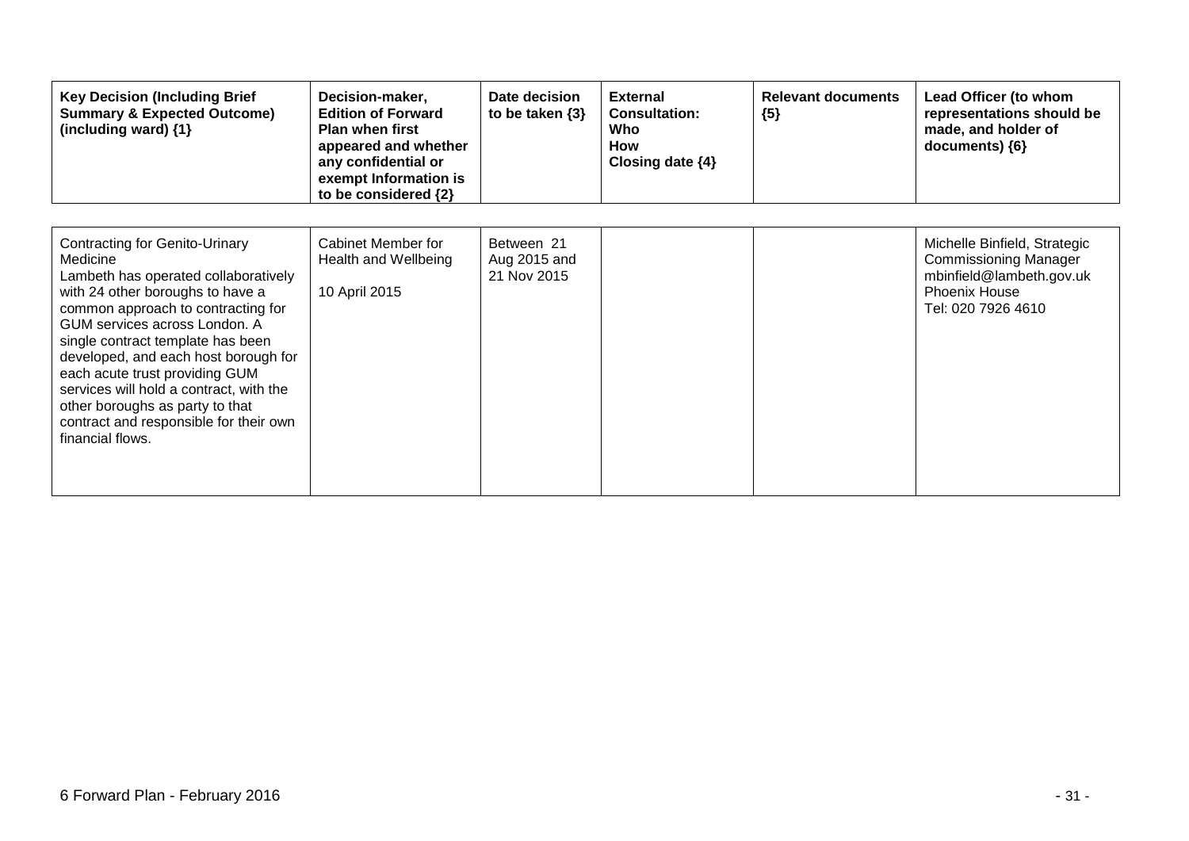| Key Decision (Including Brief Summary & Expected Outcome) (including ward) {1} | Decision-maker, Edition of Forward Plan when first appeared and whether any confidential or exempt Information is to be considered {2} | Date decision to be taken {3} | External Consultation: Who How Closing date {4} | Relevant documents {5} | Lead Officer (to whom representations should be made, and holder of documents) {6} |
|---|---|---|---|---|---|
| Contracting for Genito-Urinary Medicine<br>Lambeth has operated collaboratively with 24 other boroughs to have a common approach to contracting for GUM services across London. A single contract template has been developed, and each host borough for each acute trust providing GUM services will hold a contract, with the other boroughs as party to that contract and responsible for their own financial flows. | Cabinet Member for Health and Wellbeing<br><br>10 April 2015 | Between 21 Aug 2015 and 21 Nov 2015 | | | Michelle Binfield, Strategic Commissioning Manager<br>mbinfield@lambeth.gov.uk<br>Phoenix House<br>Tel: 020 7926 4610 |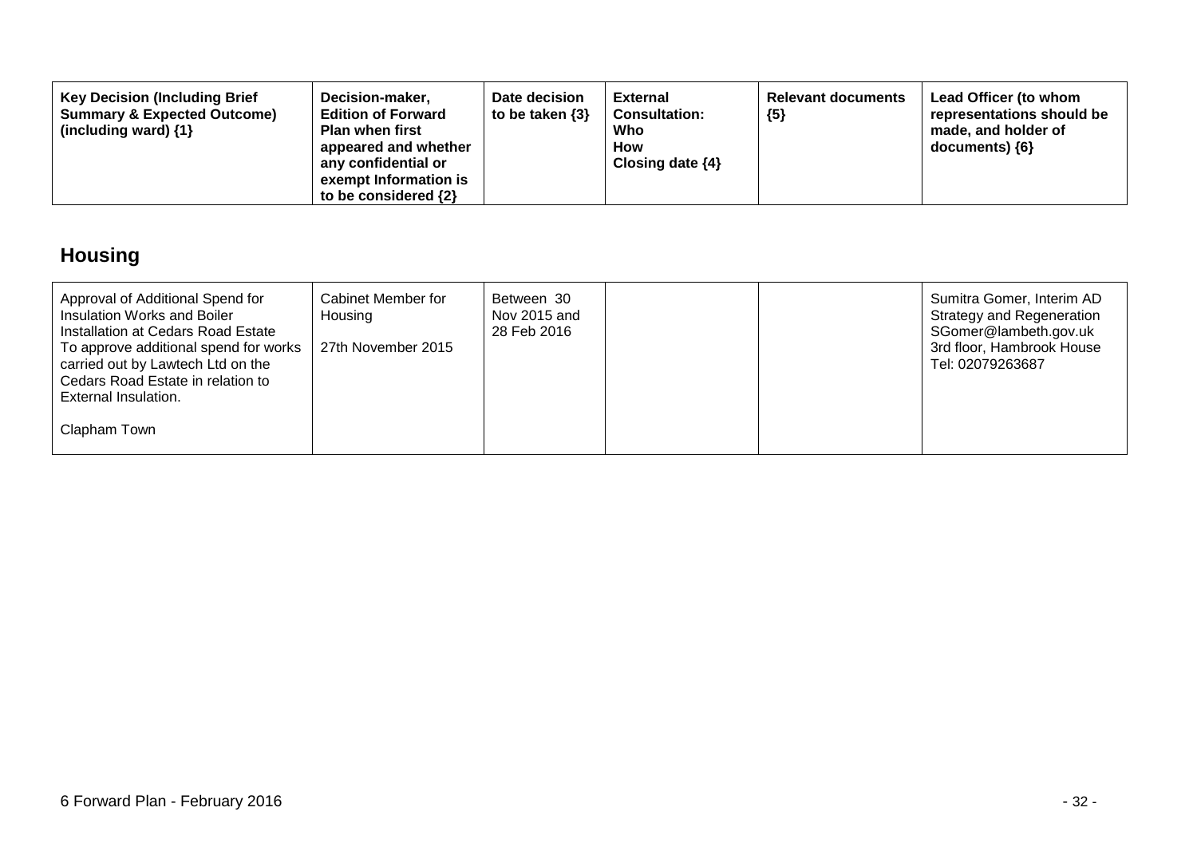| Key Decision (Including Brief Summary & Expected Outcome) (including ward) {1} | Decision-maker, Edition of Forward Plan when first appeared and whether any confidential or exempt Information is to be considered {2} | Date decision to be taken {3} | External Consultation: Who How Closing date {4} | Relevant documents {5} | Lead Officer (to whom representations should be made, and holder of documents) {6} |
|---|---|---|---|---|---|

## Housing

| | | | | | |
|---|---|---|---|---|---|
| Approval of Additional Spend for Insulation Works and Boiler Installation at Cedars Road Estate<br>To approve additional spend for works carried out by Lawtech Ltd on the Cedars Road Estate in relation to External Insulation.<br><br>Clapham Town | Cabinet Member for Housing<br><br>27th November 2015 | Between 30 Nov 2015 and 28 Feb 2016 | | | Sumitra Gomer, Interim AD Strategy and Regeneration<br>SGomer@lambeth.gov.uk<br>3rd floor, Hambrook House<br>Tel: 02079263687 |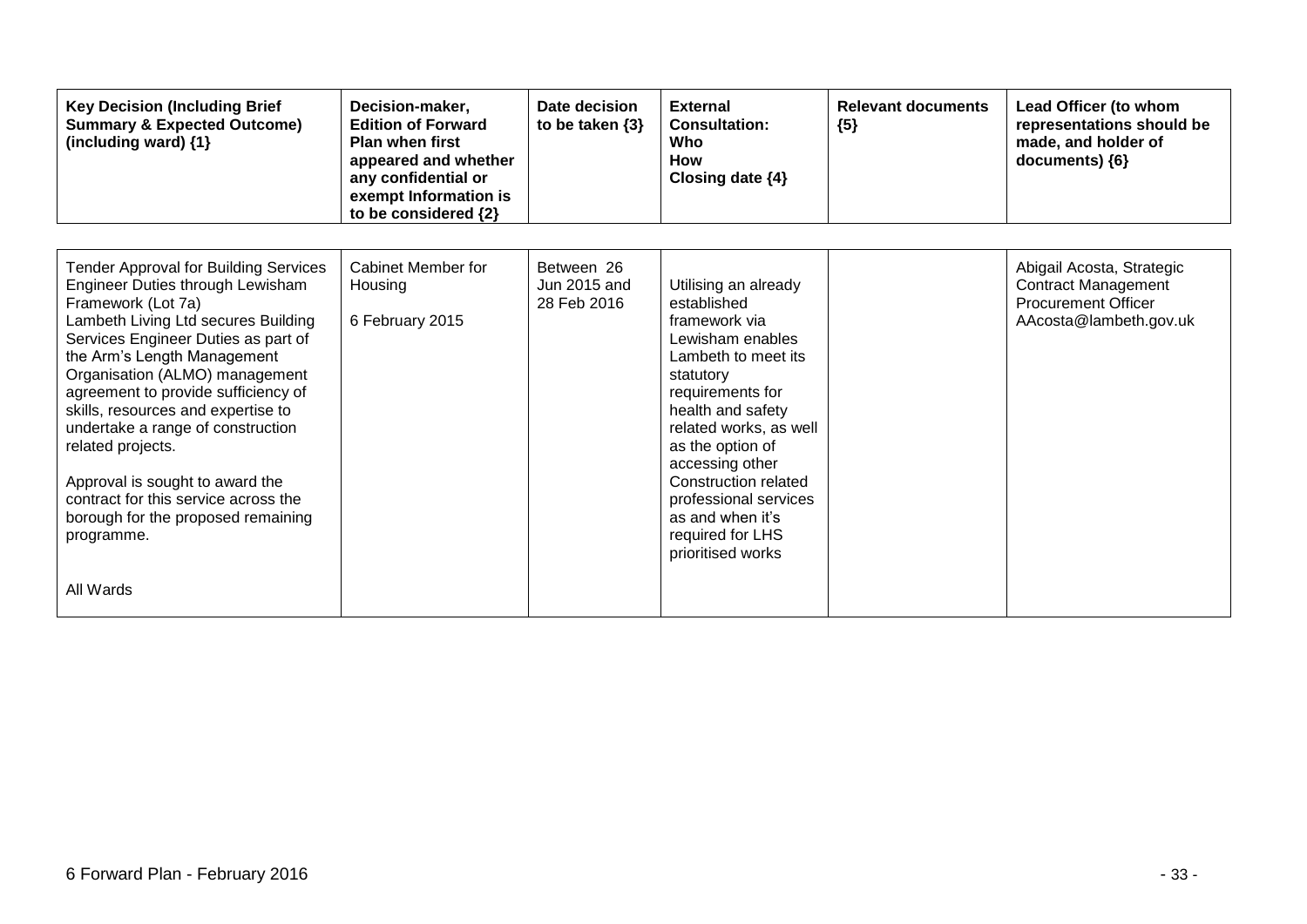| Key Decision (Including Brief Summary & Expected Outcome) (including ward) {1} | Decision-maker, Edition of Forward Plan when first appeared and whether any confidential or exempt Information is to be considered {2} | Date decision to be taken {3} | External Consultation: Who How Closing date {4} | Relevant documents {5} | Lead Officer (to whom representations should be made, and holder of documents) {6} |
|---|---|---|---|---|---|
| Tender Approval for Building Services Engineer Duties through Lewisham Framework (Lot 7a)<br>Lambeth Living Ltd secures Building Services Engineer Duties as part of the Arm's Length Management Organisation (ALMO) management agreement to provide sufficiency of skills, resources and expertise to undertake a range of construction related projects.<br><br>Approval is sought to award the contract for this service across the borough for the proposed remaining programme.<br><br>All Wards | Cabinet Member for Housing<br><br>6 February 2015 | Between 26 Jun 2015 and 28 Feb 2016 | Utilising an already established framework via Lewisham enables Lambeth to meet its statutory requirements for health and safety related works, as well as the option of accessing other Construction related professional services as and when it's required for LHS prioritised works | | Abigail Acosta, Strategic Contract Management Procurement Officer AAcosta@lambeth.gov.uk |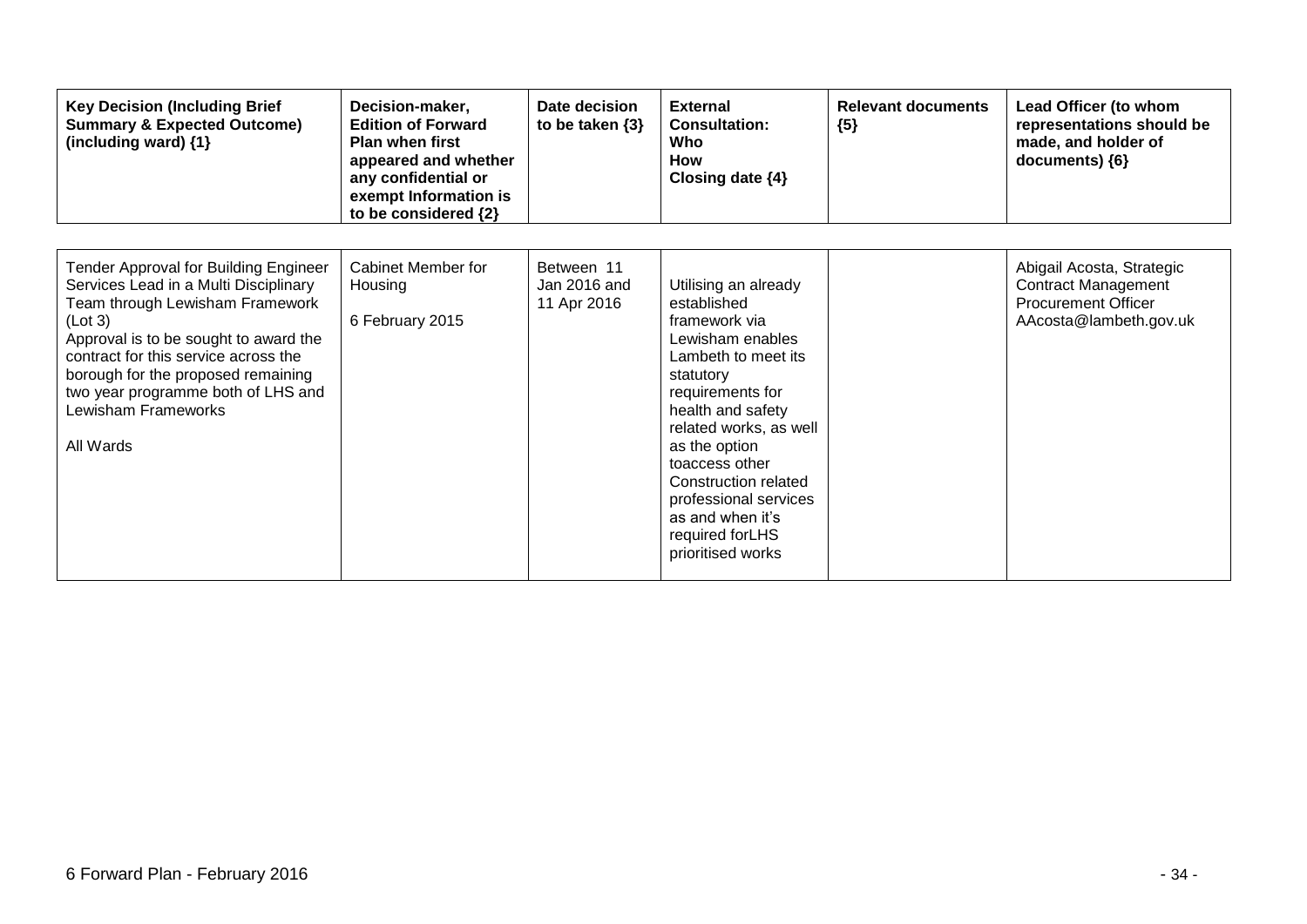| Key Decision (Including Brief Summary & Expected Outcome) (including ward) {1} | Decision-maker, Edition of Forward Plan when first appeared and whether any confidential or exempt Information is to be considered {2} | Date decision to be taken {3} | External Consultation: Who How Closing date {4} | Relevant documents {5} | Lead Officer (to whom representations should be made, and holder of documents) {6} |
|---|---|---|---|---|---|
| Tender Approval for Building Engineer Services Lead in a Multi Disciplinary Team through Lewisham Framework (Lot 3)<br>Approval is to be sought to award the contract for this service across the borough for the proposed remaining two year programme both of LHS and Lewisham Frameworks<br><br>All Wards | Cabinet Member for Housing<br><br>6 February 2015 | Between 11 Jan 2016 and 11 Apr 2016 | Utilising an already established framework via Lewisham enables Lambeth to meet its statutory requirements for health and safety related works, as well as the option toaccess other Construction related professional services as and when it's required forLHS prioritised works | | Abigail Acosta, Strategic Contract Management Procurement Officer AAcosta@lambeth.gov.uk |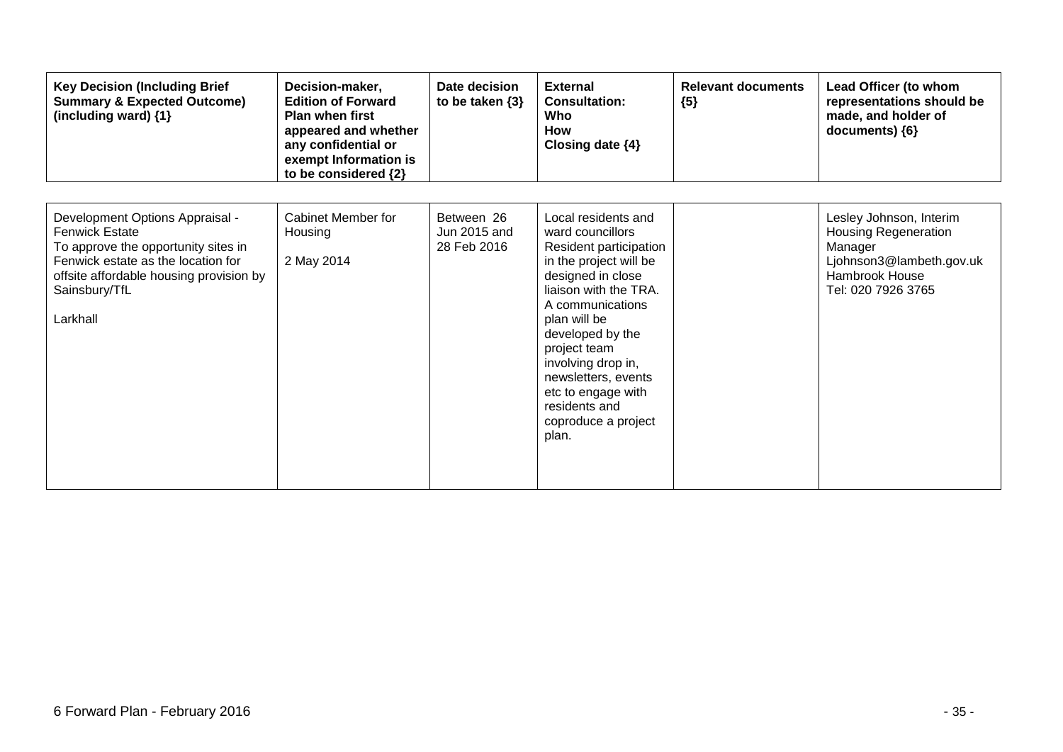| Key Decision (Including Brief Summary & Expected Outcome) (including ward) {1} | Decision-maker, Edition of Forward Plan when first appeared and whether any confidential or exempt Information is to be considered {2} | Date decision to be taken {3} | External Consultation: Who How Closing date {4} | Relevant documents {5} | Lead Officer (to whom representations should be made, and holder of documents) {6} |
|---|---|---|---|---|---|
| Development Options Appraisal - Fenwick Estate<br>To approve the opportunity sites in Fenwick estate as the location for offsite affordable housing provision by Sainsbury/TfL<br><br>Larkhall | Cabinet Member for Housing<br><br>2 May 2014 | Between 26 Jun 2015 and 28 Feb 2016 | Local residents and ward councillors Resident participation in the project will be designed in close liaison with the TRA. A communications plan will be developed by the project team involving drop in, newsletters, events etc to engage with residents and coproduce a project plan. | | Lesley Johnson, Interim Housing Regeneration Manager<br>Ljohnson3@lambeth.gov.uk<br>Hambrook House<br>Tel: 020 7926 3765 |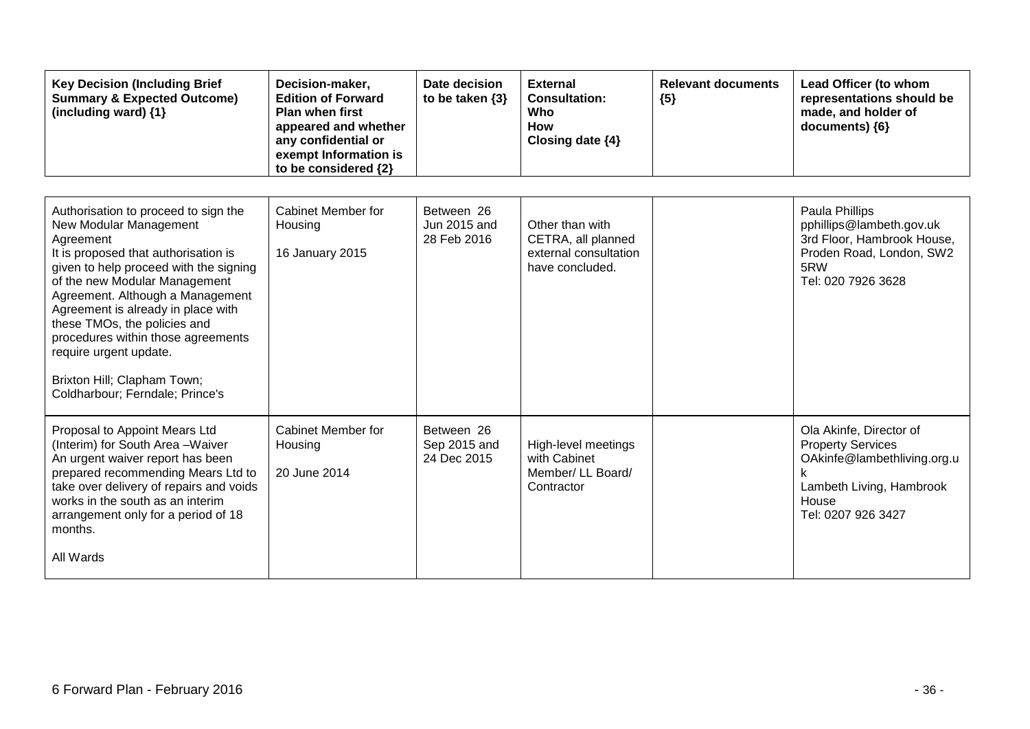| Key Decision (Including Brief Summary & Expected Outcome) (including ward) {1} | Decision-maker, Edition of Forward Plan when first appeared and whether any confidential or exempt Information is to be considered {2} | Date decision to be taken {3} | External Consultation: Who How Closing date {4} | Relevant documents {5} | Lead Officer (to whom representations should be made, and holder of documents) {6} |
|---|---|---|---|---|---|
| Authorisation to proceed to sign the New Modular Management Agreement<br>It is proposed that authorisation is given to help proceed with the signing of the new Modular Management Agreement. Although a Management Agreement is already in place with these TMOs, the policies and procedures within those agreements require urgent update.<br><br>Brixton Hill; Clapham Town; Coldharbour; Ferndale; Prince's | Cabinet Member for Housing<br><br>16 January 2015 | Between 26 Jun 2015 and 28 Feb 2016 | Other than with CETRA, all planned external consultation have concluded. | | Paula Phillips<br>pphillips@lambeth.gov.uk<br>3rd Floor, Hambrook House, Proden Road, London, SW2 5RW<br>Tel: 020 7926 3628 |
| Proposal to Appoint Mears Ltd (Interim) for South Area –Waiver<br>An urgent waiver report has been prepared recommending Mears Ltd to take over delivery of repairs and voids works in the south as an interim arrangement only for a period of 18 months.<br><br>All Wards | Cabinet Member for Housing<br><br>20 June 2014 | Between 26 Sep 2015 and 24 Dec 2015 | High-level meetings with Cabinet Member/ LL Board/ Contractor | | Ola Akinfe, Director of Property Services<br>OAkinfe@lambethliving.org.uk<br>Lambeth Living, Hambrook House<br>Tel: 0207 926 3427 |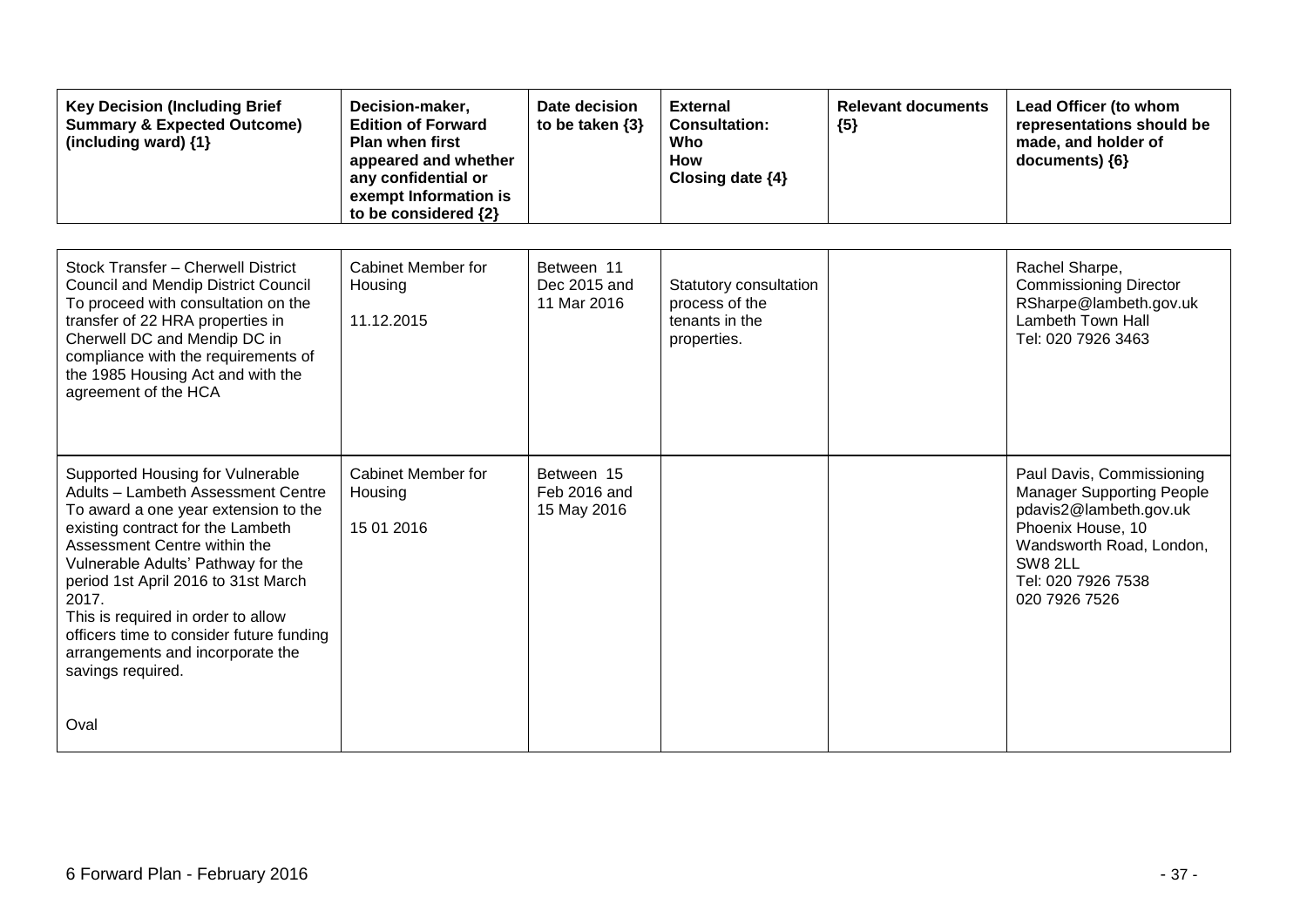| Key Decision (Including Brief Summary & Expected Outcome) (including ward) {1} | Decision-maker, Edition of Forward Plan when first appeared and whether any confidential or exempt Information is to be considered {2} | Date decision to be taken {3} | External Consultation: Who How Closing date {4} | Relevant documents {5} | Lead Officer (to whom representations should be made, and holder of documents) {6} |
|---|---|---|---|---|---|
| Stock Transfer – Cherwell District Council and Mendip District Council<br>To proceed with consultation on the transfer of 22 HRA properties in Cherwell DC and Mendip DC in compliance with the requirements of the 1985 Housing Act and with the agreement of the HCA | Cabinet Member for Housing<br><br>11.12.2015 | Between 11 Dec 2015 and 11 Mar 2016 | Statutory consultation process of the tenants in the properties. | | Rachel Sharpe, Commissioning Director<br>RSharpe@lambeth.gov.uk<br>Lambeth Town Hall<br>Tel: 020 7926 3463 |
| Supported Housing for Vulnerable Adults – Lambeth Assessment Centre<br>To award a one year extension to the existing contract for the Lambeth Assessment Centre within the Vulnerable Adults' Pathway for the period 1st April 2016 to 31st March 2017.<br>This is required in order to allow officers time to consider future funding arrangements and incorporate the savings required.<br><br>Oval | Cabinet Member for Housing<br><br>15 01 2016 | Between 15 Feb 2016 and 15 May 2016 | | | Paul Davis, Commissioning Manager Supporting People<br>pdavis2@lambeth.gov.uk<br>Phoenix House, 10 Wandsworth Road, London, SW8 2LL<br>Tel: 020 7926 7538<br>020 7926 7526 |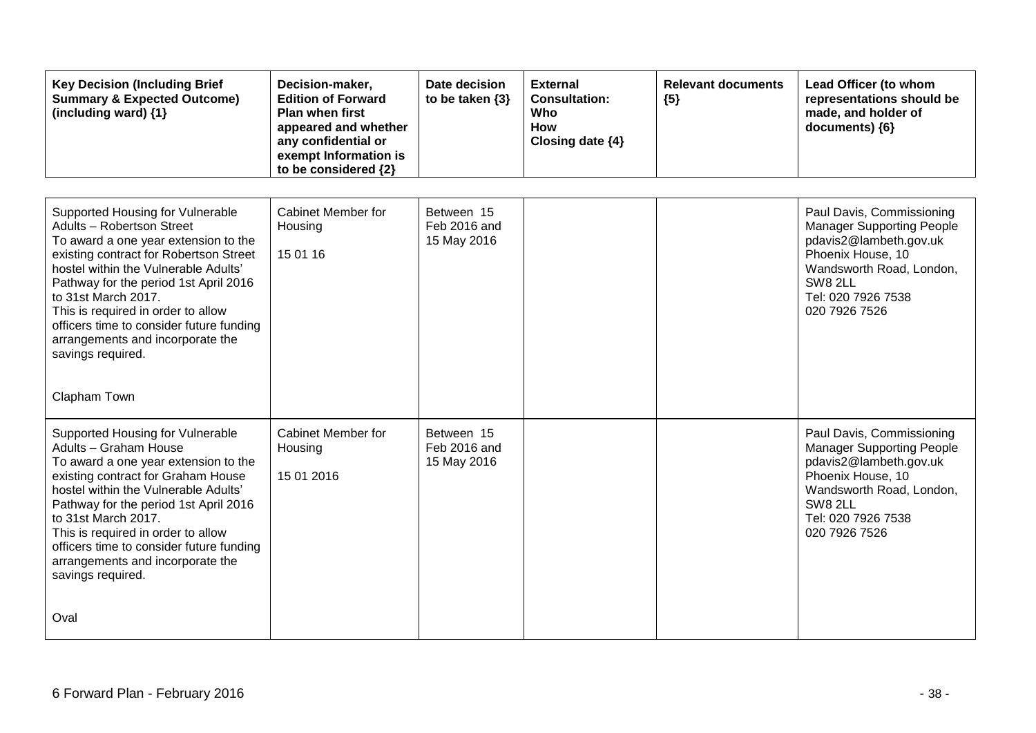| Key Decision (Including Brief Summary & Expected Outcome) (including ward) {1} | Decision-maker, Edition of Forward Plan when first appeared and whether any confidential or exempt Information is to be considered {2} | Date decision to be taken {3} | External Consultation: Who How Closing date {4} | Relevant documents {5} | Lead Officer (to whom representations should be made, and holder of documents) {6} |
|---|---|---|---|---|---|
| Supported Housing for Vulnerable Adults – Robertson Street<br>To award a one year extension to the existing contract for Robertson Street hostel within the Vulnerable Adults' Pathway for the period 1st April 2016 to 31st March 2017.<br>This is required in order to allow officers time to consider future funding arrangements and incorporate the savings required.<br><br>Clapham Town | Cabinet Member for Housing<br><br>15 01 16 | Between 15 Feb 2016 and 15 May 2016 | | | Paul Davis, Commissioning Manager Supporting People<br>pdavis2@lambeth.gov.uk<br>Phoenix House, 10 Wandsworth Road, London, SW8 2LL<br>Tel: 020 7926 7538<br>020 7926 7526 |
| Supported Housing for Vulnerable Adults – Graham House<br>To award a one year extension to the existing contract for Graham House hostel within the Vulnerable Adults' Pathway for the period 1st April 2016 to 31st March 2017.<br>This is required in order to allow officers time to consider future funding arrangements and incorporate the savings required.<br><br>Oval | Cabinet Member for Housing<br><br>15 01 2016 | Between 15 Feb 2016 and 15 May 2016 | | | Paul Davis, Commissioning Manager Supporting People<br>pdavis2@lambeth.gov.uk<br>Phoenix House, 10 Wandsworth Road, London, SW8 2LL<br>Tel: 020 7926 7538<br>020 7926 7526 |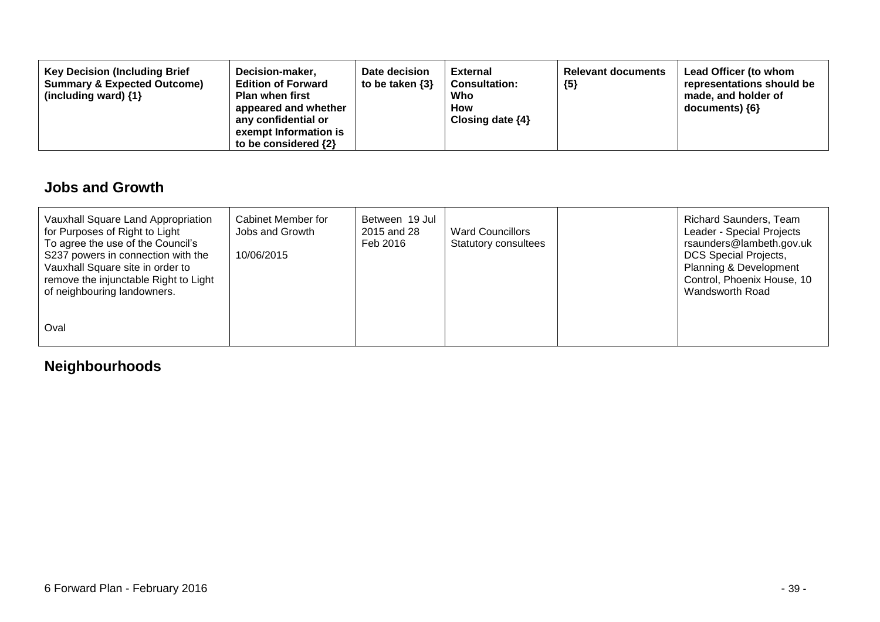| Key Decision (Including Brief Summary & Expected Outcome) (including ward) {1} | Decision-maker, Edition of Forward Plan when first appeared and whether any confidential or exempt Information is to be considered {2} | Date decision to be taken {3} | External Consultation: Who How Closing date {4} | Relevant documents {5} | Lead Officer (to whom representations should be made, and holder of documents) {6} |
|---|---|---|---|---|---|

## Jobs and Growth

| | | | | | |
|---|---|---|---|---|---|
| Vauxhall Square Land Appropriation for Purposes of Right to Light<br>To agree the use of the Council's S237 powers in connection with the Vauxhall Square site in order to remove the injunctable Right to Light of neighbouring landowners.<br><br>Oval | Cabinet Member for Jobs and Growth<br><br>10/06/2015 | Between 19 Jul 2015 and 28 Feb 2016 | Ward Councillors<br>Statutory consultees | | Richard Saunders, Team Leader - Special Projects<br>rsaunders@lambeth.gov.uk<br>DCS Special Projects, Planning & Development Control, Phoenix House, 10 Wandsworth Road |

## Neighbourhoods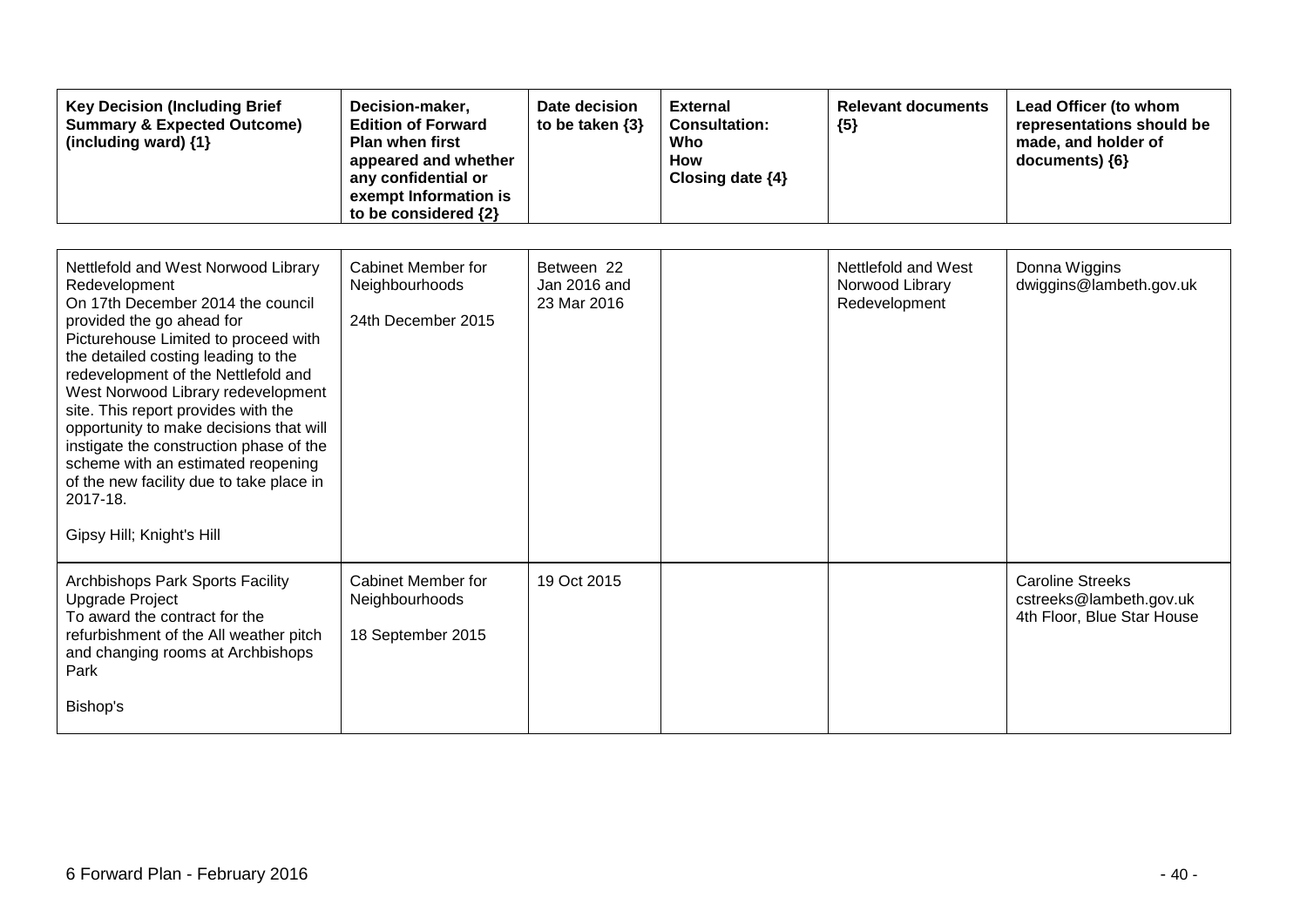| Key Decision (Including Brief Summary & Expected Outcome) (including ward) {1} | Decision-maker, Edition of Forward Plan when first appeared and whether any confidential or exempt Information is to be considered {2} | Date decision to be taken {3} | External Consultation: Who How Closing date {4} | Relevant documents {5} | Lead Officer (to whom representations should be made, and holder of documents) {6} |
|---|---|---|---|---|---|
| Nettlefold and West Norwood Library Redevelopment<br>On 17th December 2014 the council provided the go ahead for Picturehouse Limited to proceed with the detailed costing leading to the redevelopment of the Nettlefold and West Norwood Library redevelopment site. This report provides with the opportunity to make decisions that will instigate the construction phase of the scheme with an estimated reopening of the new facility due to take place in 2017-18.<br><br>Gipsy Hill; Knight's Hill | Cabinet Member for Neighbourhoods<br><br>24th December 2015 | Between 22 Jan 2016 and 23 Mar 2016 | | Nettlefold and West Norwood Library Redevelopment | Donna Wiggins<br>dwiggins@lambeth.gov.uk |
| Archbishops Park Sports Facility Upgrade Project<br>To award the contract for the refurbishment of the All weather pitch and changing rooms at Archbishops Park<br><br>Bishop's | Cabinet Member for Neighbourhoods<br><br>18 September 2015 | 19 Oct 2015 | | | Caroline Streeks<br>cstreeks@lambeth.gov.uk<br>4th Floor, Blue Star House |

6 Forward Plan - February 2016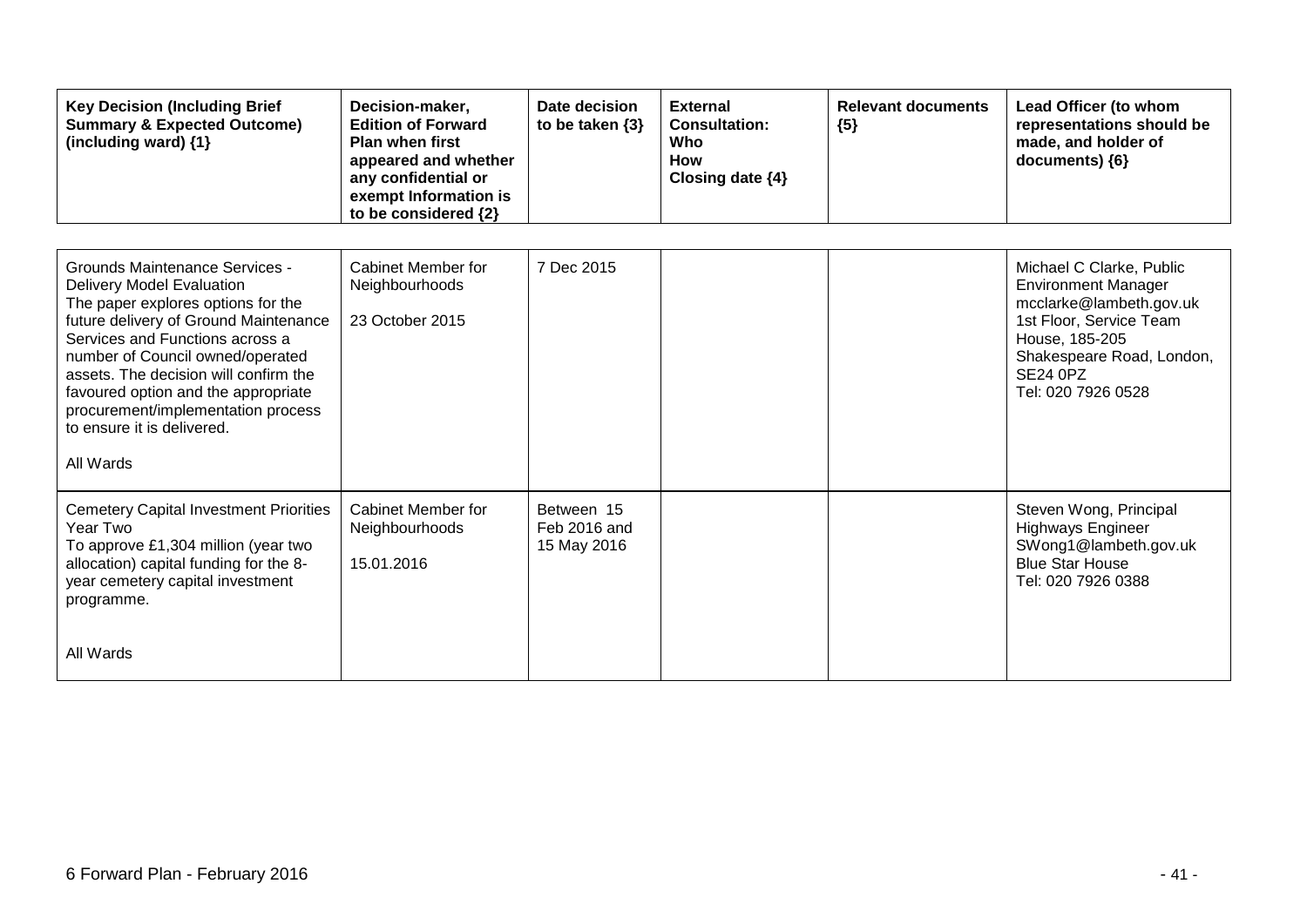| Key Decision (Including Brief Summary & Expected Outcome) (including ward) {1} | Decision-maker, Edition of Forward Plan when first appeared and whether any confidential or exempt Information is to be considered {2} | Date decision to be taken {3} | External Consultation: Who How Closing date {4} | Relevant documents {5} | Lead Officer (to whom representations should be made, and holder of documents) {6} |
|---|---|---|---|---|---|
| Grounds Maintenance Services - Delivery Model Evaluation<br>The paper explores options for the future delivery of Ground Maintenance Services and Functions across a number of Council owned/operated assets. The decision will confirm the favoured option and the appropriate procurement/implementation process to ensure it is delivered.<br><br>All Wards | Cabinet Member for Neighbourhoods<br><br>23 October 2015 | 7 Dec 2015 | | | Michael C Clarke, Public Environment Manager<br>mcclarke@lambeth.gov.uk<br>1st Floor, Service Team House, 185-205 Shakespeare Road, London, SE24 0PZ<br>Tel: 020 7926 0528 |
| Cemetery Capital Investment Priorities Year Two<br>To approve £1,304 million (year two allocation) capital funding for the 8-year cemetery capital investment programme.<br><br>All Wards | Cabinet Member for Neighbourhoods<br><br>15.01.2016 | Between 15 Feb 2016 and 15 May 2016 | | | Steven Wong, Principal Highways Engineer<br>SWong1@lambeth.gov.uk<br>Blue Star House<br>Tel: 020 7926 0388 |